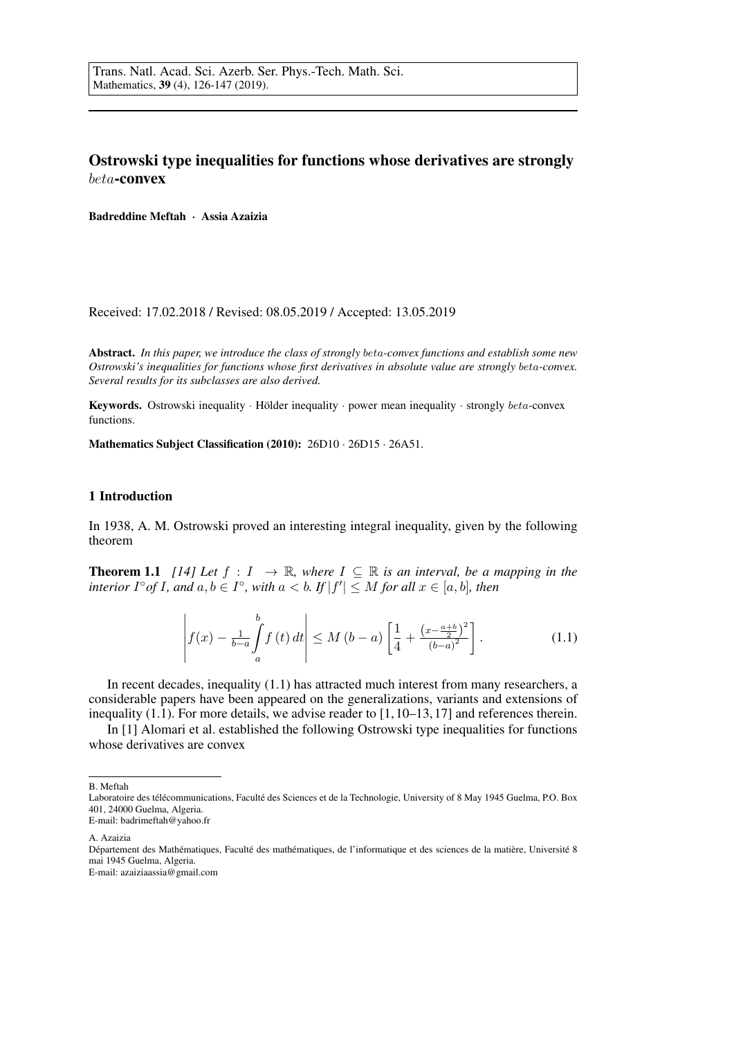Trans. Natl. Acad. Sci. Azerb. Ser. Phys.-Tech. Math. Sci.
Mathematics, **39** (4), 126-147 (2019).

# Ostrowski type inequalities for functions whose derivatives are strongly $beta$-convex

**Badreddine Meftah · Assia Azaizia**

Received: 17.02.2018 / Revised: 08.05.2019 / Accepted: 13.05.2019

**Abstract.** *In this paper, we introduce the class of strongly $beta$-convex functions and establish some new Ostrowski's inequalities for functions whose first derivatives in absolute value are strongly $beta$-convex. Several results for its subclasses are also derived.*

**Keywords.** Ostrowski inequality · Hölder inequality · power mean inequality · strongly $beta$-convex functions.

**Mathematics Subject Classification (2010):** 26D10 · 26D15 · 26A51.

## 1 Introduction

In 1938, A. M. Ostrowski proved an interesting integral inequality, given by the following theorem

**Theorem 1.1** *[14] Let $f : I \to \mathbb{R}$, where $I \subseteq \mathbb{R}$ is an interval, be a mapping in the interior $I^{\circ}$of $I$, and $a, b \in I^{\circ}$, with $a < b$. If $|f'| \leq M$ for all $x \in [a, b]$, then*

$$\left| f(x) - \tfrac{1}{b-a}\int_a^b f(t)\,dt \right| \leq M(b-a)\left[\frac{1}{4} + \frac{\left(x-\frac{a+b}{2}\right)^2}{(b-a)^2}\right]. \tag{1.1}$$

In recent decades, inequality (1.1) has attracted much interest from many researchers, a considerable papers have been appeared on the generalizations, variants and extensions of inequality (1.1). For more details, we advise reader to [1, 10–13, 17] and references therein.

In [1] Alomari et al. established the following Ostrowski type inequalities for functions whose derivatives are convex

---

B. Meftah
Laboratoire des télécommunications, Faculté des Sciences et de la Technologie, University of 8 May 1945 Guelma, P.O. Box 401, 24000 Guelma, Algeria.
E-mail: badrimeftah@yahoo.fr

A. Azaizia
Département des Mathématiques, Faculté des mathématiques, de l'informatique et des sciences de la matière, Université 8 mai 1945 Guelma, Algeria.
E-mail: azaiziaassia@gmail.com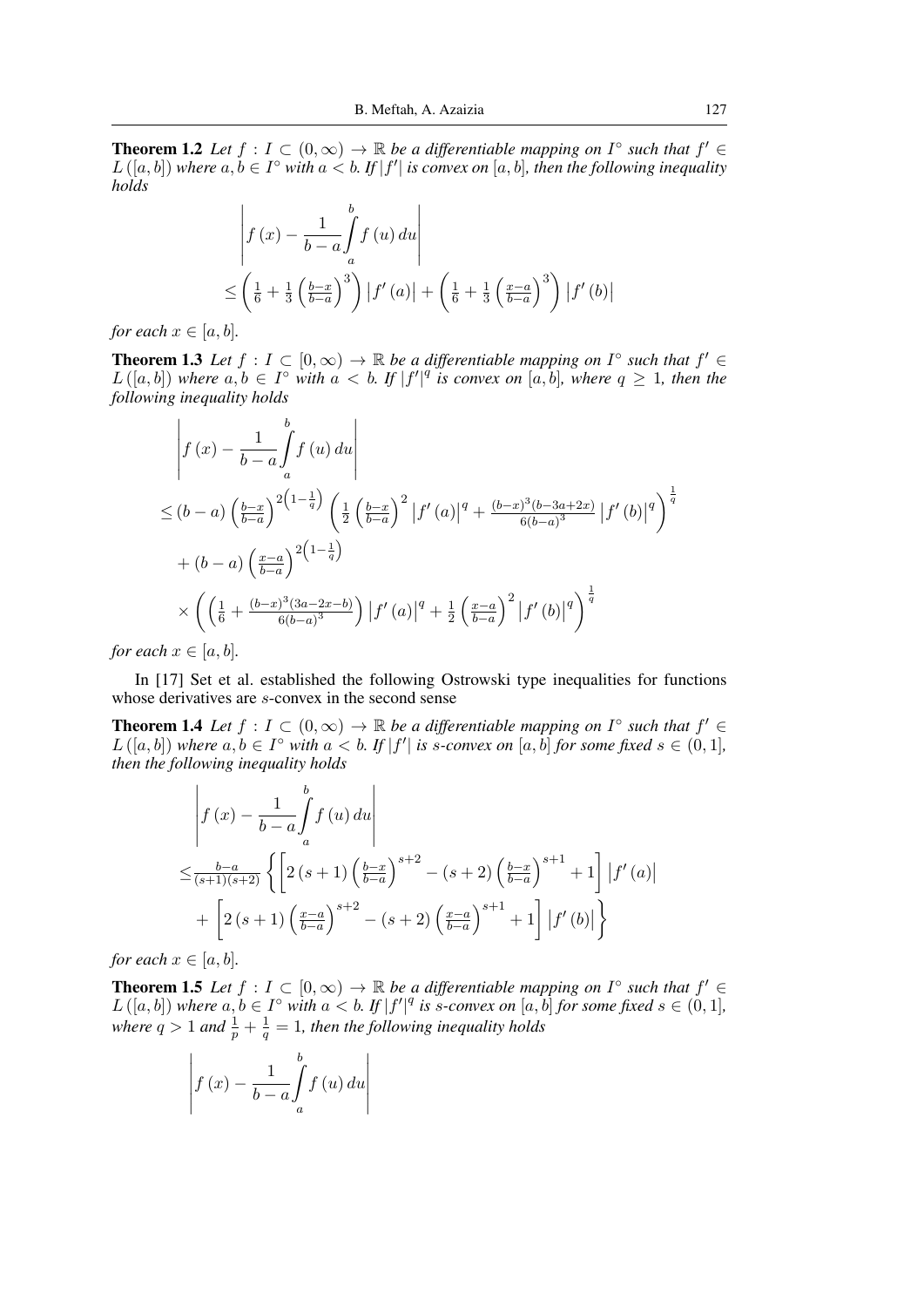**Theorem 1.2** *Let $f : I \subset (0,\infty) \to \mathbb{R}$ be a differentiable mapping on $I^\circ$ such that $f' \in L([a,b])$ where $a,b \in I^\circ$ with $a < b$. If $|f'|$ is convex on $[a,b]$, then the following inequality holds*

$$\left| f(x) - \frac{1}{b-a}\int_a^b f(u)\,du \right| \leq \left( \frac{1}{6} + \frac{1}{3}\left(\frac{b-x}{b-a}\right)^3 \right) |f'(a)| + \left( \frac{1}{6} + \frac{1}{3}\left(\frac{x-a}{b-a}\right)^3 \right) |f'(b)|$$

*for each $x \in [a,b]$.*

**Theorem 1.3** *Let $f : I \subset [0,\infty) \to \mathbb{R}$ be a differentiable mapping on $I^\circ$ such that $f' \in L([a,b])$ where $a,b \in I^\circ$ with $a < b$. If $|f'|^q$ is convex on $[a,b]$, where $q \geq 1$, then the following inequality holds*

$$\begin{aligned}
&\left| f(x) - \frac{1}{b-a}\int_a^b f(u)\,du \right| \\
&\leq (b-a)\left(\frac{b-x}{b-a}\right)^{2\left(1-\frac{1}{q}\right)} \left( \frac{1}{2}\left(\frac{b-x}{b-a}\right)^2 |f'(a)|^q + \frac{(b-x)^3(b-3a+2x)}{6(b-a)^3} |f'(b)|^q \right)^{\frac{1}{q}} \\
&\quad + (b-a)\left(\frac{x-a}{b-a}\right)^{2\left(1-\frac{1}{q}\right)} \\
&\quad \times \left( \left( \frac{1}{6} + \frac{(b-x)^3(3a-2x-b)}{6(b-a)^3} \right) |f'(a)|^q + \frac{1}{2}\left(\frac{x-a}{b-a}\right)^2 |f'(b)|^q \right)^{\frac{1}{q}}
\end{aligned}$$

*for each $x \in [a,b]$.*

In [17] Set et al. established the following Ostrowski type inequalities for functions whose derivatives are $s$-convex in the second sense

**Theorem 1.4** *Let $f : I \subset (0,\infty) \to \mathbb{R}$ be a differentiable mapping on $I^\circ$ such that $f' \in L([a,b])$ where $a,b \in I^\circ$ with $a < b$. If $|f'|$ is $s$-convex on $[a,b]$ for some fixed $s \in (0,1]$, then the following inequality holds*

$$\begin{aligned}
&\left| f(x) - \frac{1}{b-a}\int_a^b f(u)\,du \right| \\
&\leq \frac{b-a}{(s+1)(s+2)} \left\{ \left[ 2(s+1)\left(\frac{b-x}{b-a}\right)^{s+2} - (s+2)\left(\frac{b-x}{b-a}\right)^{s+1} + 1 \right] |f'(a)| \right. \\
&\quad \left. + \left[ 2(s+1)\left(\frac{x-a}{b-a}\right)^{s+2} - (s+2)\left(\frac{x-a}{b-a}\right)^{s+1} + 1 \right] |f'(b)| \right\}
\end{aligned}$$

*for each $x \in [a,b]$.*

**Theorem 1.5** *Let $f : I \subset [0,\infty) \to \mathbb{R}$ be a differentiable mapping on $I^\circ$ such that $f' \in L([a,b])$ where $a,b \in I^\circ$ with $a < b$. If $|f'|^q$ is $s$-convex on $[a,b]$ for some fixed $s \in (0,1]$, where $q > 1$ and $\frac{1}{p} + \frac{1}{q} = 1$, then the following inequality holds*

$$\left| f(x) - \frac{1}{b-a}\int_a^b f(u)\,du \right|$$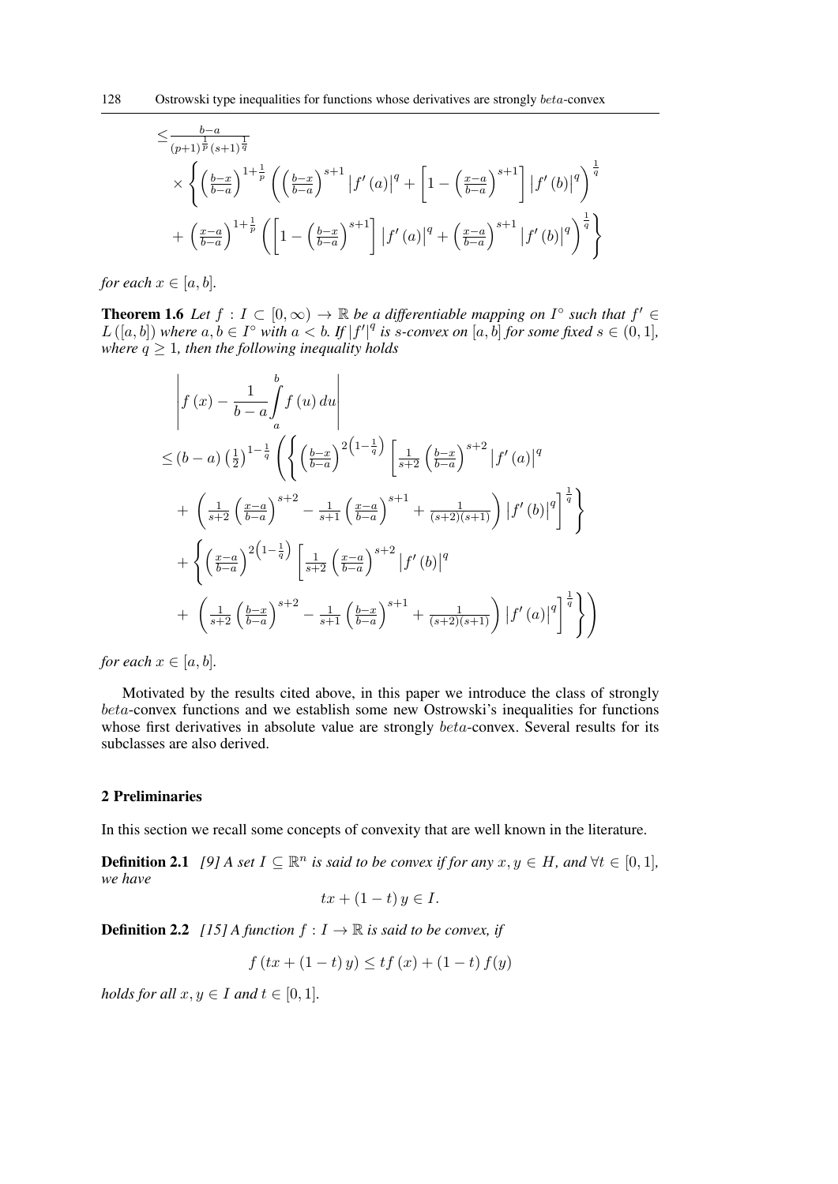$$\leq \frac{b-a}{(p+1)^{\frac{1}{p}}(s+1)^{\frac{1}{q}}}$$
$$\times \left\{ \left(\frac{b-x}{b-a}\right)^{1+\frac{1}{p}} \left( \left(\frac{b-x}{b-a}\right)^{s+1} \left|f'(a)\right|^q + \left[1 - \left(\frac{x-a}{b-a}\right)^{s+1}\right] \left|f'(b)\right|^q \right)^{\frac{1}{q}} \right.$$
$$\left. + \left(\frac{x-a}{b-a}\right)^{1+\frac{1}{p}} \left( \left[1 - \left(\frac{b-x}{b-a}\right)^{s+1}\right] \left|f'(a)\right|^q + \left(\frac{x-a}{b-a}\right)^{s+1} \left|f'(b)\right|^q \right)^{\frac{1}{q}} \right\}$$

*for each* $x \in [a, b]$.

**Theorem 1.6** *Let* $f : I \subset [0, \infty) \to \mathbb{R}$ *be a differentiable mapping on* $I^\circ$ *such that* $f' \in L([a, b])$ *where* $a, b \in I^\circ$ *with* $a < b$. *If* $|f'|^q$ *is s-convex on* $[a, b]$ *for some fixed* $s \in (0, 1]$, *where* $q \geq 1$, *then the following inequality holds*

$$\left| f(x) - \frac{1}{b-a} \int_a^b f(u)\, du \right|$$
$$\leq (b-a) \left(\tfrac{1}{2}\right)^{1-\frac{1}{q}} \left( \left\{ \left(\frac{b-x}{b-a}\right)^{2\left(1-\frac{1}{q}\right)} \left[ \frac{1}{s+2} \left(\frac{b-x}{b-a}\right)^{s+2} \left|f'(a)\right|^q \right.\right.\right.$$
$$\left.\left. + \left( \frac{1}{s+2} \left(\frac{x-a}{b-a}\right)^{s+2} - \frac{1}{s+1} \left(\frac{x-a}{b-a}\right)^{s+1} + \frac{1}{(s+2)(s+1)} \right) \left|f'(b)\right|^q \right]^{\frac{1}{q}} \right\}$$
$$+ \left\{ \left(\frac{x-a}{b-a}\right)^{2\left(1-\frac{1}{q}\right)} \left[ \frac{1}{s+2} \left(\frac{x-a}{b-a}\right)^{s+2} \left|f'(b)\right|^q \right.\right.$$
$$\left.\left.\left. + \left( \frac{1}{s+2} \left(\frac{b-x}{b-a}\right)^{s+2} - \frac{1}{s+1} \left(\frac{b-x}{b-a}\right)^{s+1} + \frac{1}{(s+2)(s+1)} \right) \left|f'(a)\right|^q \right]^{\frac{1}{q}} \right\} \right)$$

*for each* $x \in [a, b]$.

Motivated by the results cited above, in this paper we introduce the class of strongly $beta$-convex functions and we establish some new Ostrowski's inequalities for functions whose first derivatives in absolute value are strongly $beta$-convex. Several results for its subclasses are also derived.

## 2 Preliminaries

In this section we recall some concepts of convexity that are well known in the literature.

**Definition 2.1** *[9] A set* $I \subseteq \mathbb{R}^n$ *is said to be convex if for any* $x, y \in H$, *and* $\forall t \in [0, 1]$, *we have*

$$tx + (1-t)\, y \in I.$$

**Definition 2.2** *[15] A function* $f : I \to \mathbb{R}$ *is said to be convex, if*

$$f(tx + (1-t)\, y) \leq t f(x) + (1-t) f(y)$$

*holds for all* $x, y \in I$ *and* $t \in [0, 1]$.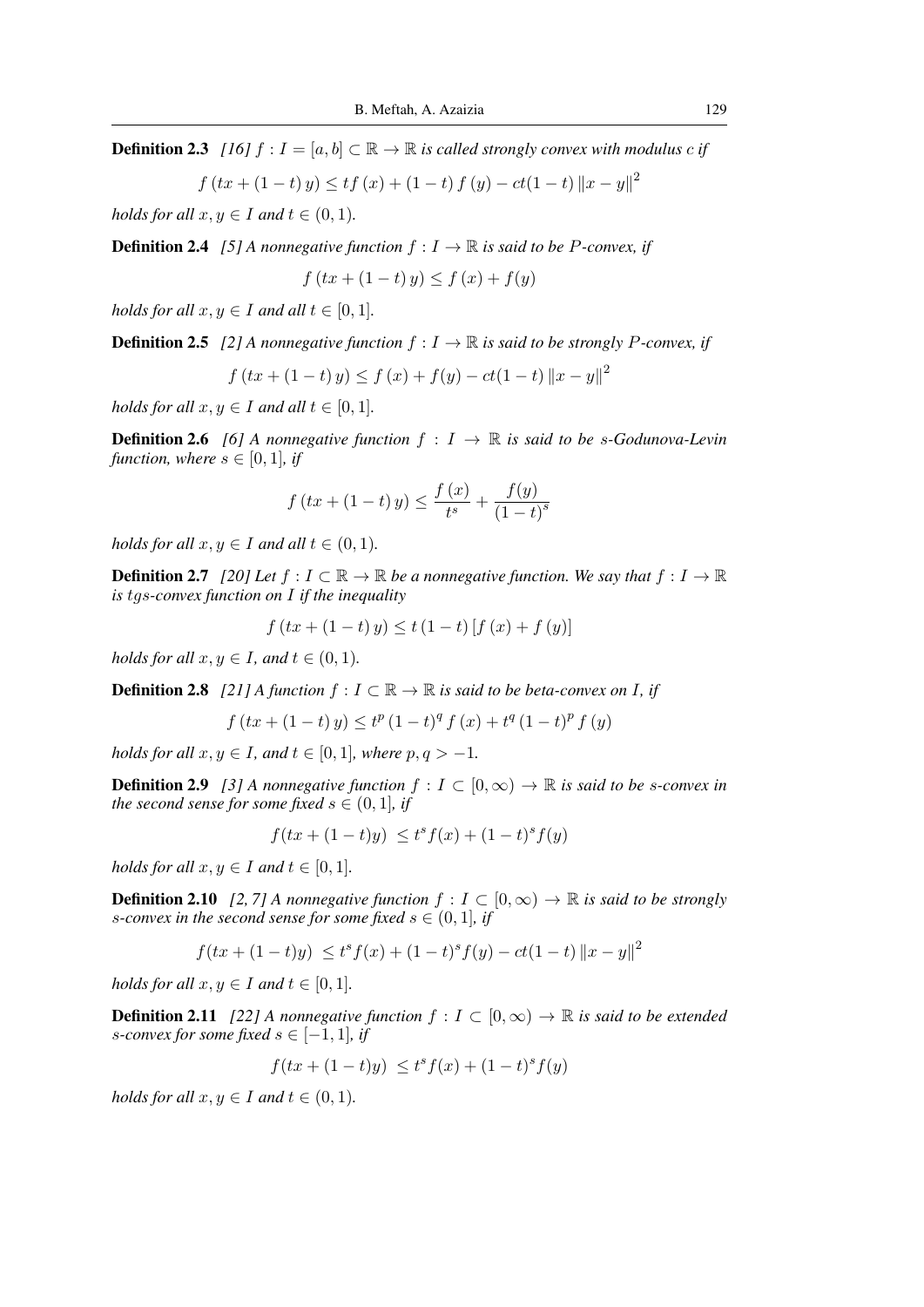**Definition 2.3** *[16] $f : I = [a, b] \subset \mathbb{R} \to \mathbb{R}$ is called strongly convex with modulus $c$ if*

$$f\left(tx + (1-t)\,y\right) \leq tf\left(x\right) + (1-t)\,f\left(y\right) - ct(1-t)\left\|x-y\right\|^{2}$$

*holds for all $x, y \in I$ and $t \in (0, 1)$.*

**Definition 2.4** *[5] A nonnegative function $f : I \to \mathbb{R}$ is said to be $P$-convex, if*

$$f\left(tx + (1-t)\,y\right) \leq f\left(x\right) + f(y)$$

*holds for all $x, y \in I$ and all $t \in [0, 1]$.*

**Definition 2.5** *[2] A nonnegative function $f : I \to \mathbb{R}$ is said to be strongly $P$-convex, if*

$$f\left(tx + (1-t)\,y\right) \leq f\left(x\right) + f(y) - ct(1-t)\left\|x-y\right\|^{2}$$

*holds for all $x, y \in I$ and all $t \in [0, 1]$.*

**Definition 2.6** *[6] A nonnegative function $f : I \to \mathbb{R}$ is said to be $s$-Godunova-Levin function, where $s \in [0, 1]$, if*

$$f\left(tx + (1-t)\,y\right) \leq \frac{f\left(x\right)}{t^{s}} + \frac{f(y)}{\left(1-t\right)^{s}}$$

*holds for all $x, y \in I$ and all $t \in (0, 1)$.*

**Definition 2.7** *[20] Let $f : I \subset \mathbb{R} \to \mathbb{R}$ be a nonnegative function. We say that $f : I \to \mathbb{R}$ is $tgs$-convex function on $I$ if the inequality*

$$f\left(tx + (1-t)\,y\right) \leq t\left(1-t\right)\left[f\left(x\right) + f\left(y\right)\right]$$

*holds for all $x, y \in I$, and $t \in (0, 1)$.*

**Definition 2.8** *[21] A function $f : I \subset \mathbb{R} \to \mathbb{R}$ is said to be beta-convex on $I$, if*

$$f\left(tx + (1-t)\,y\right) \leq t^{p}\left(1-t\right)^{q} f\left(x\right) + t^{q}\left(1-t\right)^{p} f\left(y\right)$$

*holds for all $x, y \in I$, and $t \in [0, 1]$, where $p, q > -1$.*

**Definition 2.9** *[3] A nonnegative function $f : I \subset [0, \infty) \to \mathbb{R}$ is said to be $s$-convex in the second sense for some fixed $s \in (0, 1]$, if*

$$f(tx + (1-t)y) \;\leq t^{s} f(x) + (1-t)^{s} f(y)$$

*holds for all $x, y \in I$ and $t \in [0, 1]$.*

**Definition 2.10** *[2, 7] A nonnegative function $f : I \subset [0, \infty) \to \mathbb{R}$ is said to be strongly $s$-convex in the second sense for some fixed $s \in (0, 1]$, if*

$$f(tx + (1-t)y) \;\leq t^{s} f(x) + (1-t)^{s} f(y) - ct(1-t)\left\|x-y\right\|^{2}$$

*holds for all $x, y \in I$ and $t \in [0, 1]$.*

**Definition 2.11** *[22] A nonnegative function $f : I \subset [0, \infty) \to \mathbb{R}$ is said to be extended $s$-convex for some fixed $s \in [-1, 1]$, if*

$$f(tx + (1-t)y) \;\leq t^{s} f(x) + (1-t)^{s} f(y)$$

*holds for all $x, y \in I$ and $t \in (0, 1)$.*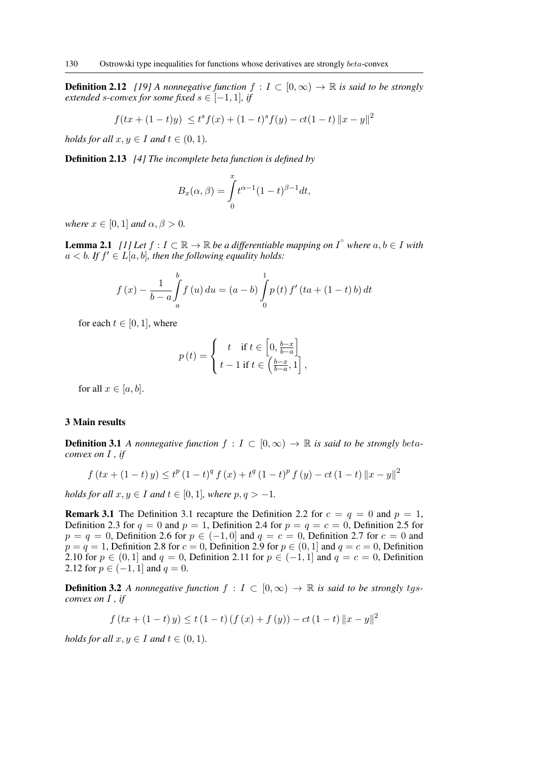**Definition 2.12** *[19] A nonnegative function $f : I \subset [0, \infty) \to \mathbb{R}$ is said to be strongly extended s-convex for some fixed $s \in [-1, 1]$, if*

$$f(tx + (1-t)y) \le t^s f(x) + (1-t)^s f(y) - ct(1-t)\|x-y\|^2$$

*holds for all $x, y \in I$ and $t \in (0, 1)$.*

**Definition 2.13** *[4] The incomplete beta function is defined by*

$$B_x(\alpha, \beta) = \int_0^x t^{\alpha-1}(1-t)^{\beta-1}dt,$$

*where $x \in [0, 1]$ and $\alpha, \beta > 0$.*

**Lemma 2.1** *[1] Let $f : I \subset \mathbb{R} \to \mathbb{R}$ be a differentiable mapping on $I^\circ$ where $a, b \in I$ with $a < b$. If $f' \in L[a, b]$, then the following equality holds:*

$$f(x) - \frac{1}{b-a}\int_a^b f(u)\,du = (a-b)\int_0^1 p(t)\,f'(ta + (1-t)b)\,dt$$

for each $t \in [0, 1]$, where

$$p(t) = \begin{cases} t & \text{if } t \in \left[0, \frac{b-x}{b-a}\right] \\ t-1 & \text{if } t \in \left(\frac{b-x}{b-a}, 1\right], \end{cases}$$

for all $x \in [a, b]$.

## 3 Main results

**Definition 3.1** *A nonnegative function $f : I \subset [0, \infty) \to \mathbb{R}$ is said to be strongly beta-convex on $I$, if*

$$f(tx + (1-t)y) \le t^p(1-t)^q f(x) + t^q(1-t)^p f(y) - ct(1-t)\|x-y\|^2$$

*holds for all $x, y \in I$ and $t \in [0, 1]$, where $p, q > -1$.*

**Remark 3.1** The Definition 3.1 recapture the Definition 2.2 for $c = q = 0$ and $p = 1$, Definition 2.3 for $q = 0$ and $p = 1$, Definition 2.4 for $p = q = c = 0$, Definition 2.5 for $p = q = 0$, Definition 2.6 for $p \in (-1, 0]$ and $q = c = 0$, Definition 2.7 for $c = 0$ and $p = q = 1$, Definition 2.8 for $c = 0$, Definition 2.9 for $p \in (0, 1]$ and $q = c = 0$, Definition 2.10 for $p \in (0, 1]$ and $q = 0$, Definition 2.11 for $p \in (-1, 1]$ and $q = c = 0$, Definition 2.12 for $p \in (-1, 1]$ and $q = 0$.

**Definition 3.2** *A nonnegative function $f : I \subset [0, \infty) \to \mathbb{R}$ is said to be strongly tgs-convex on $I$, if*

$$f(tx + (1-t)y) \le t(1-t)(f(x) + f(y)) - ct(1-t)\|x-y\|^2$$

*holds for all $x, y \in I$ and $t \in (0, 1)$.*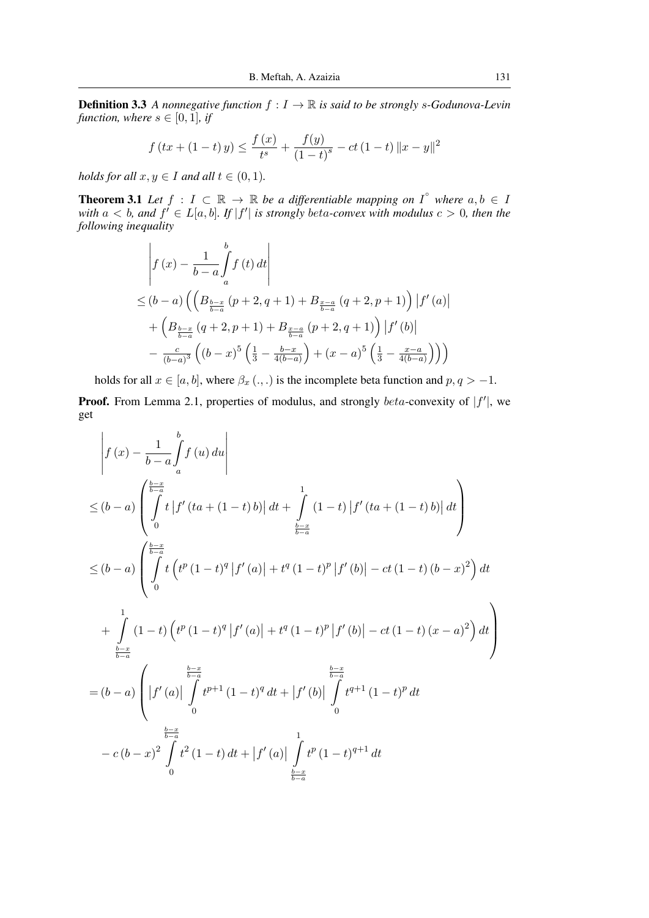**Definition 3.3** *A nonnegative function $f : I \to \mathbb{R}$ is said to be strongly $s$-Godunova-Levin function, where $s \in [0, 1]$, if*

$$f\left(tx+\left(1-t\right)y\right)\leq\frac{f\left(x\right)}{t^{s}}+\frac{f(y)}{\left(1-t\right)^{s}}-ct\left(1-t\right)\left\|x-y\right\|^{2}$$

*holds for all $x, y \in I$ and all $t \in (0, 1)$.*

**Theorem 3.1** *Let $f : I \subset \mathbb{R} \to \mathbb{R}$ be a differentiable mapping on $I^{\circ}$ where $a, b \in I$ with $a < b$, and $f' \in L[a, b]$. If $|f'|$ is strongly beta-convex with modulus $c > 0$, then the following inequality*

$$\begin{aligned}
&\left|f\left(x\right)-\frac{1}{b-a}\int\limits_{a}^{b}f\left(t\right)dt\right|\\
&\leq\left(b-a\right)\Bigg(\left(B_{\frac{b-x}{b-a}}\left(p+2,q+1\right)+B_{\frac{x-a}{b-a}}\left(q+2,p+1\right)\right)\left|f'\left(a\right)\right|\\
&\quad+\left(B_{\frac{b-x}{b-a}}\left(q+2,p+1\right)+B_{\frac{x-a}{b-a}}\left(p+2,q+1\right)\right)\left|f'\left(b\right)\right|\\
&\quad-\tfrac{c}{\left(b-a\right)^{3}}\left(\left(b-x\right)^{5}\left(\tfrac{1}{3}-\tfrac{b-x}{4(b-a)}\right)+\left(x-a\right)^{5}\left(\tfrac{1}{3}-\tfrac{x-a}{4(b-a)}\right)\right)\Bigg)
\end{aligned}$$

holds for all $x \in [a, b]$, where $\beta_x(.,.)$ is the incomplete beta function and $p, q > -1$.

**Proof.** From Lemma 2.1, properties of modulus, and strongly $beta$-convexity of $|f'|$, we get

$$\begin{aligned}
&\left|f\left(x\right)-\frac{1}{b-a}\int\limits_{a}^{b}f\left(u\right)du\right|\\
&\leq\left(b-a\right)\left(\int\limits_{0}^{\frac{b-x}{b-a}}t\left|f'\left(ta+\left(1-t\right)b\right)\right|dt+\int\limits_{\frac{b-x}{b-a}}^{1}\left(1-t\right)\left|f'\left(ta+\left(1-t\right)b\right)\right|dt\right)\\
&\leq\left(b-a\right)\left(\int\limits_{0}^{\frac{b-x}{b-a}}t\left(t^{p}\left(1-t\right)^{q}\left|f'\left(a\right)\right|+t^{q}\left(1-t\right)^{p}\left|f'\left(b\right)\right|-ct\left(1-t\right)\left(b-x\right)^{2}\right)dt\right.\\
&\quad\left.+\int\limits_{\frac{b-x}{b-a}}^{1}\left(1-t\right)\left(t^{p}\left(1-t\right)^{q}\left|f'\left(a\right)\right|+t^{q}\left(1-t\right)^{p}\left|f'\left(b\right)\right|-ct\left(1-t\right)\left(x-a\right)^{2}\right)dt\right)\\
&=\left(b-a\right)\left(\left|f'\left(a\right)\right|\int\limits_{0}^{\frac{b-x}{b-a}}t^{p+1}\left(1-t\right)^{q}dt+\left|f'\left(b\right)\right|\int\limits_{0}^{\frac{b-x}{b-a}}t^{q+1}\left(1-t\right)^{p}dt\right.\\
&\quad-c\left(b-x\right)^{2}\int\limits_{0}^{\frac{b-x}{b-a}}t^{2}\left(1-t\right)dt+\left|f'\left(a\right)\right|\int\limits_{\frac{b-x}{b-a}}^{1}t^{p}\left(1-t\right)^{q+1}dt
\end{aligned}$$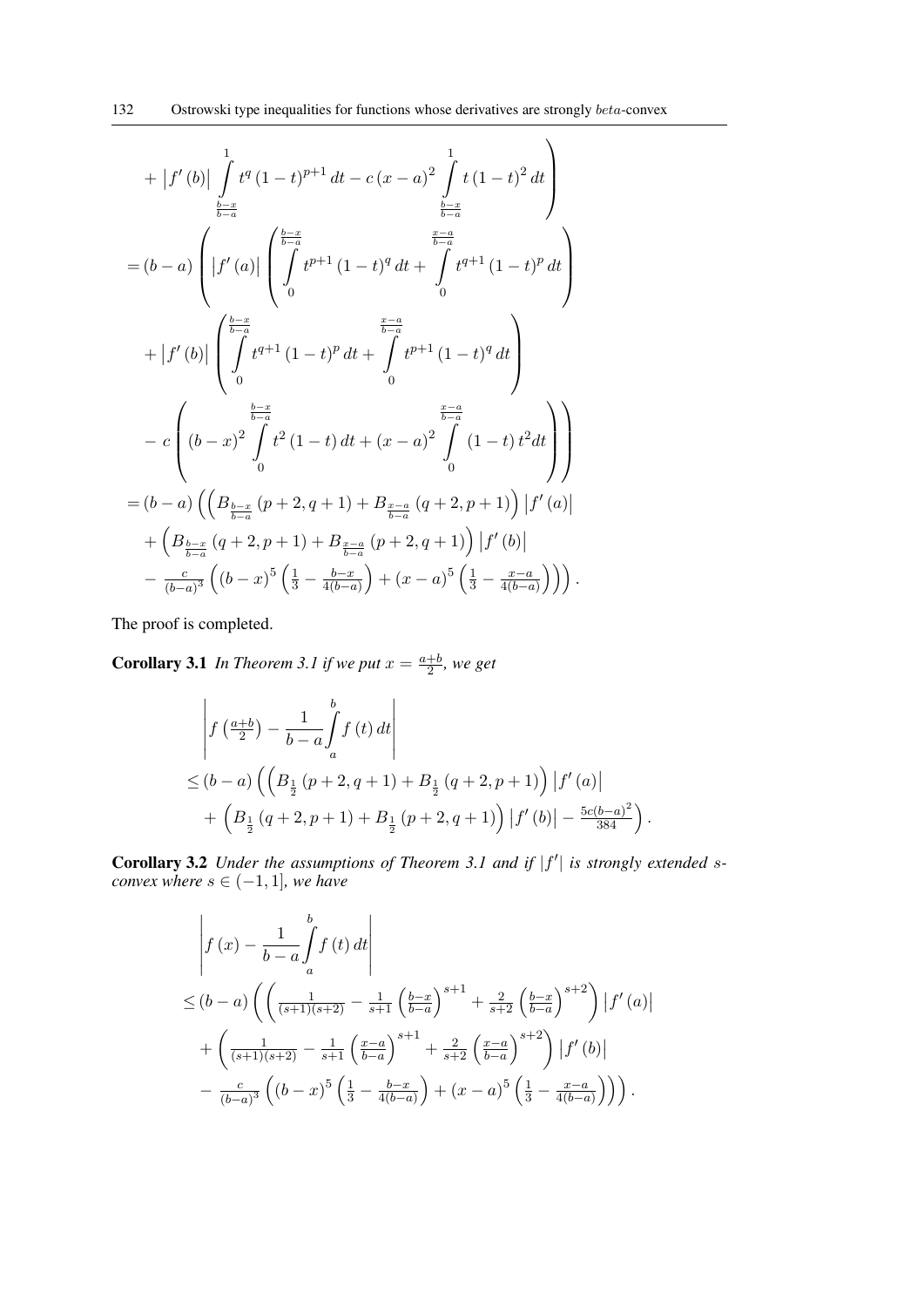$$
\left. + \left|f'(b)\right| \int\limits_{\frac{b-x}{b-a}}^{1} t^{q}(1-t)^{p+1}\,dt - c\,(x-a)^{2} \int\limits_{\frac{b-x}{b-a}}^{1} t\,(1-t)^{2}\,dt \right)
$$

$$
= (b-a) \left( \left|f'(a)\right| \left( \int\limits_{0}^{\frac{b-x}{b-a}} t^{p+1}(1-t)^{q}\,dt + \int\limits_{0}^{\frac{x-a}{b-a}} t^{q+1}(1-t)^{p}\,dt \right) \right.
$$

$$
+ \left|f'(b)\right| \left( \int\limits_{0}^{\frac{b-x}{b-a}} t^{q+1}(1-t)^{p}\,dt + \int\limits_{0}^{\frac{x-a}{b-a}} t^{p+1}(1-t)^{q}\,dt \right)
$$

$$
\left. - c \left( (b-x)^{2} \int\limits_{0}^{\frac{b-x}{b-a}} t^{2}(1-t)\,dt + (x-a)^{2} \int\limits_{0}^{\frac{x-a}{b-a}} (1-t)\,t^{2}dt \right) \right)
$$

$$
= (b-a) \left( \left( B_{\frac{b-x}{b-a}}(p+2,q+1) + B_{\frac{x-a}{b-a}}(q+2,p+1) \right) \left|f'(a)\right| \right.
$$

$$
+ \left( B_{\frac{b-x}{b-a}}(q+2,p+1) + B_{\frac{x-a}{b-a}}(p+2,q+1) \right) \left|f'(b)\right|
$$

$$
\left. - \tfrac{c}{(b-a)^{3}} \left( (b-x)^{5} \left( \tfrac{1}{3} - \tfrac{b-x}{4(b-a)} \right) + (x-a)^{5} \left( \tfrac{1}{3} - \tfrac{x-a}{4(b-a)} \right) \right) \right).
$$

The proof is completed.

**Corollary 3.1** *In Theorem 3.1 if we put $x = \frac{a+b}{2}$, we get*

$$
\left| f\left(\tfrac{a+b}{2}\right) - \frac{1}{b-a} \int\limits_{a}^{b} f(t)\,dt \right|
$$

$$
\leq (b-a) \left( \left( B_{\frac{1}{2}}(p+2,q+1) + B_{\frac{1}{2}}(q+2,p+1) \right) \left|f'(a)\right| \right.
$$

$$
\left. + \left( B_{\frac{1}{2}}(q+2,p+1) + B_{\frac{1}{2}}(p+2,q+1) \right) \left|f'(b)\right| - \tfrac{5c(b-a)^{2}}{384} \right).
$$

**Corollary 3.2** *Under the assumptions of Theorem 3.1 and if $|f'|$ is strongly extended $s$-convex where $s \in (-1,1]$, we have*

$$
\left| f(x) - \frac{1}{b-a} \int\limits_{a}^{b} f(t)\,dt \right|
$$

$$
\leq (b-a) \left( \left( \tfrac{1}{(s+1)(s+2)} - \tfrac{1}{s+1} \left( \tfrac{b-x}{b-a} \right)^{s+1} + \tfrac{2}{s+2} \left( \tfrac{b-x}{b-a} \right)^{s+2} \right) \left|f'(a)\right| \right.
$$

$$
+ \left( \tfrac{1}{(s+1)(s+2)} - \tfrac{1}{s+1} \left( \tfrac{x-a}{b-a} \right)^{s+1} + \tfrac{2}{s+2} \left( \tfrac{x-a}{b-a} \right)^{s+2} \right) \left|f'(b)\right|
$$

$$
\left. - \tfrac{c}{(b-a)^{3}} \left( (b-x)^{5} \left( \tfrac{1}{3} - \tfrac{b-x}{4(b-a)} \right) + (x-a)^{5} \left( \tfrac{1}{3} - \tfrac{x-a}{4(b-a)} \right) \right) \right).
$$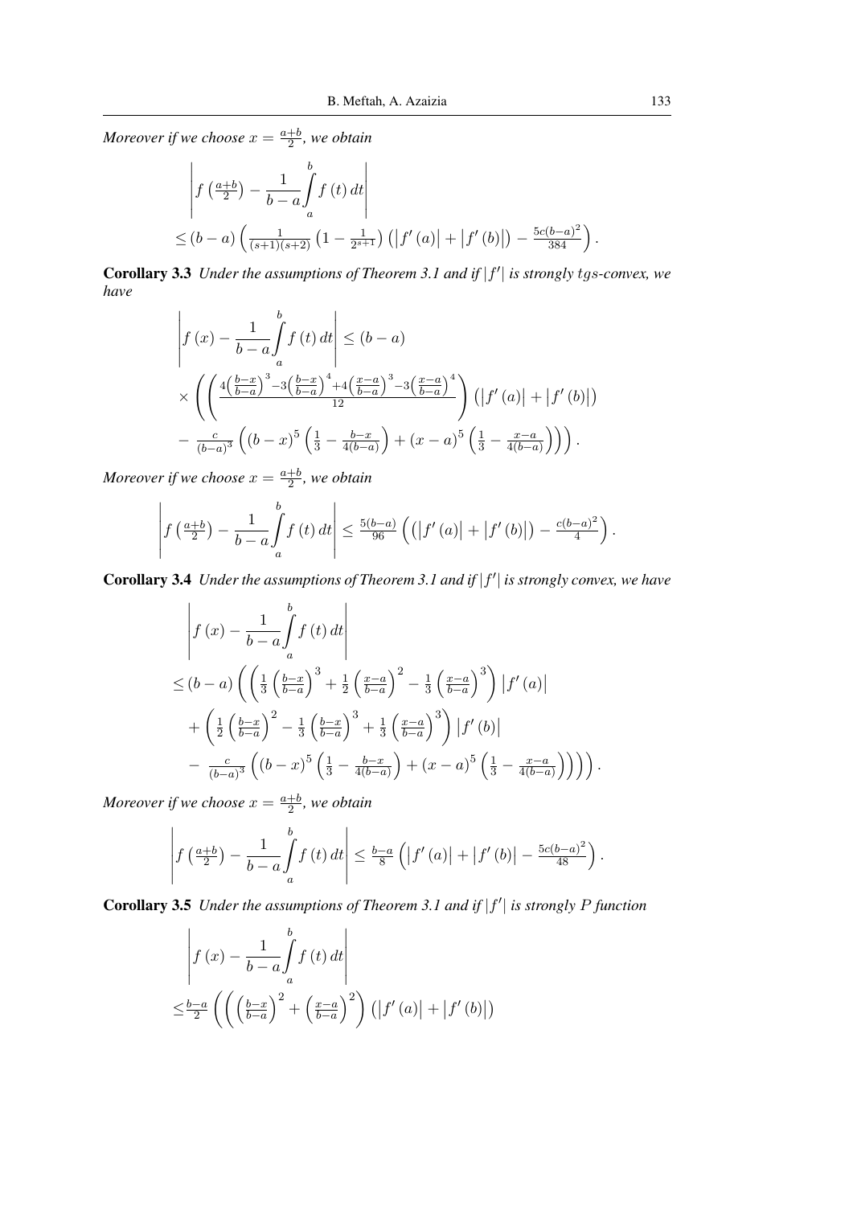*Moreover if we choose $x = \frac{a+b}{2}$, we obtain*

$$
\begin{aligned}
&\left| f\left(\tfrac{a+b}{2}\right) - \frac{1}{b-a}\int_a^b f(t)\,dt \right| \\
&\leq (b-a)\left( \tfrac{1}{(s+1)(s+2)}\left(1-\tfrac{1}{2^{s+1}}\right)\left(\left|f'(a)\right| + \left|f'(b)\right|\right) - \tfrac{5c(b-a)^2}{384} \right).
\end{aligned}
$$

**Corollary 3.3** *Under the assumptions of Theorem 3.1 and if $|f'|$ is strongly $tgs$-convex, we have*

$$
\begin{aligned}
&\left| f(x) - \frac{1}{b-a}\int_a^b f(t)\,dt \right| \leq (b-a) \\
&\times \left( \left( \tfrac{4\left(\frac{b-x}{b-a}\right)^3 - 3\left(\frac{b-x}{b-a}\right)^4 + 4\left(\frac{x-a}{b-a}\right)^3 - 3\left(\frac{x-a}{b-a}\right)^4}{12} \right)\left(\left|f'(a)\right| + \left|f'(b)\right|\right) \right. \\
&\left. - \tfrac{c}{(b-a)^3}\left( (b-x)^5\left(\tfrac{1}{3} - \tfrac{b-x}{4(b-a)}\right) + (x-a)^5\left(\tfrac{1}{3} - \tfrac{x-a}{4(b-a)}\right) \right) \right).
\end{aligned}
$$

*Moreover if we choose $x = \frac{a+b}{2}$, we obtain*

$$
\left| f\left(\tfrac{a+b}{2}\right) - \frac{1}{b-a}\int_a^b f(t)\,dt \right| \leq \tfrac{5(b-a)}{96}\left( \left(\left|f'(a)\right| + \left|f'(b)\right|\right) - \tfrac{c(b-a)^2}{4} \right).
$$

**Corollary 3.4** *Under the assumptions of Theorem 3.1 and if $|f'|$ is strongly convex, we have*

$$
\begin{aligned}
&\left| f(x) - \frac{1}{b-a}\int_a^b f(t)\,dt \right| \\
&\leq (b-a)\left( \left( \tfrac{1}{3}\left(\tfrac{b-x}{b-a}\right)^3 + \tfrac{1}{2}\left(\tfrac{x-a}{b-a}\right)^2 - \tfrac{1}{3}\left(\tfrac{x-a}{b-a}\right)^3 \right)\left|f'(a)\right| \right. \\
&+ \left( \tfrac{1}{2}\left(\tfrac{b-x}{b-a}\right)^2 - \tfrac{1}{3}\left(\tfrac{b-x}{b-a}\right)^3 + \tfrac{1}{3}\left(\tfrac{x-a}{b-a}\right)^3 \right)\left|f'(b)\right| \\
&\left. - \tfrac{c}{(b-a)^3}\left( (b-x)^5\left(\tfrac{1}{3} - \tfrac{b-x}{4(b-a)}\right) + (x-a)^5\left(\tfrac{1}{3} - \tfrac{x-a}{4(b-a)}\right) \right) \right).
\end{aligned}
$$

*Moreover if we choose $x = \frac{a+b}{2}$, we obtain*

$$
\left| f\left(\tfrac{a+b}{2}\right) - \frac{1}{b-a}\int_a^b f(t)\,dt \right| \leq \tfrac{b-a}{8}\left( \left|f'(a)\right| + \left|f'(b)\right| - \tfrac{5c(b-a)^2}{48} \right).
$$

**Corollary 3.5** *Under the assumptions of Theorem 3.1 and if $|f'|$ is strongly $P$ function*

$$
\begin{aligned}
&\left| f(x) - \frac{1}{b-a}\int_a^b f(t)\,dt \right| \\
&\leq \tfrac{b-a}{2}\left( \left( \left(\tfrac{b-x}{b-a}\right)^2 + \left(\tfrac{x-a}{b-a}\right)^2 \right)\left(\left|f'(a)\right| + \left|f'(b)\right|\right) \right.
\end{aligned}
$$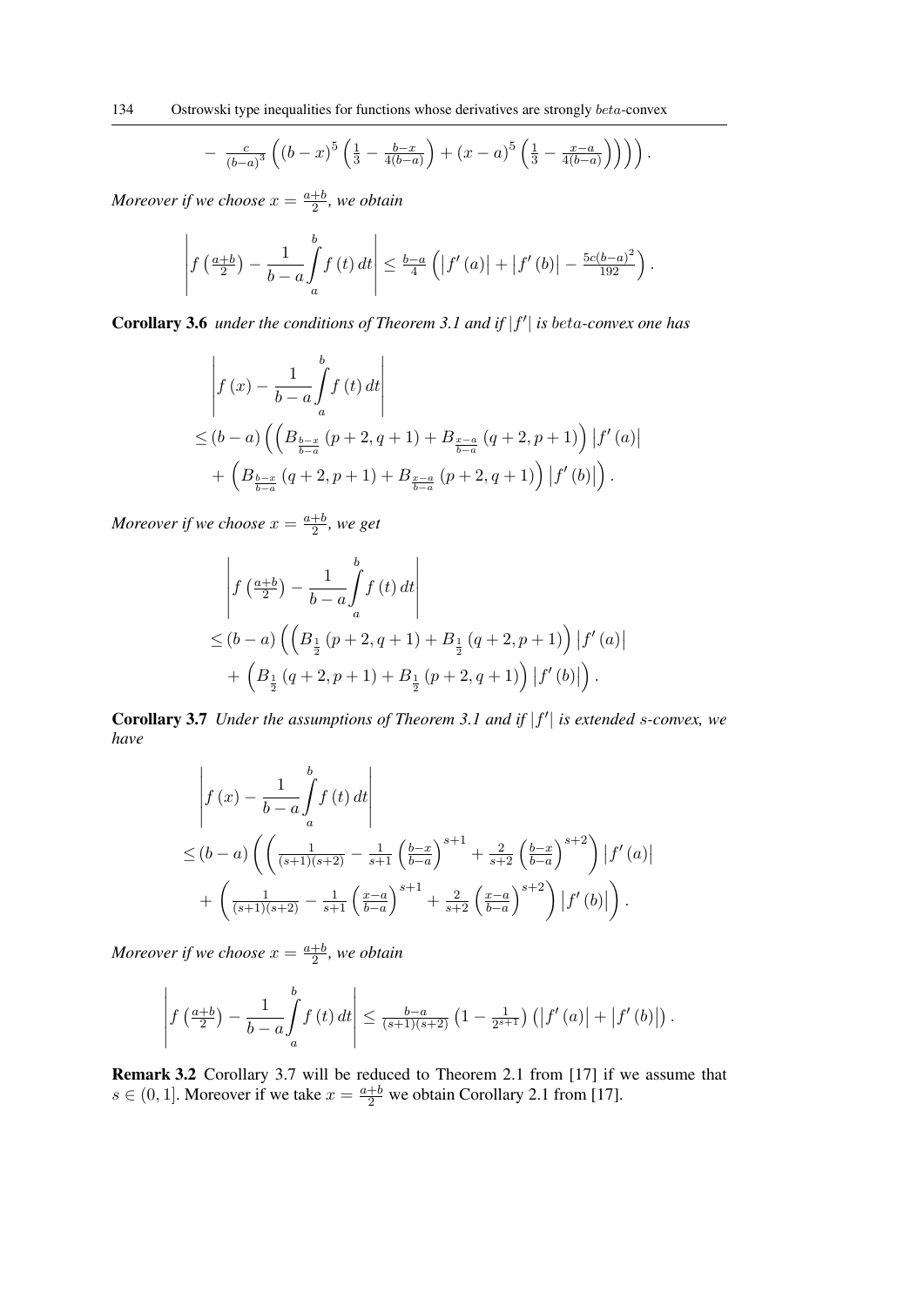$$
- \tfrac{c}{(b-a)^3}\left((b-x)^5\left(\tfrac{1}{3}-\tfrac{b-x}{4(b-a)}\right)+(x-a)^5\left(\tfrac{1}{3}-\tfrac{x-a}{4(b-a)}\right)\right)\Bigg).
$$

*Moreover if we choose $x=\frac{a+b}{2}$, we obtain*

$$
\left| f\left(\tfrac{a+b}{2}\right) - \frac{1}{b-a}\int_a^b f(t)\,dt \right| \le \tfrac{b-a}{4}\left(\left|f'(a)\right| + \left|f'(b)\right| - \tfrac{5c(b-a)^2}{192}\right).
$$

**Corollary 3.6** *under the conditions of Theorem 3.1 and if $|f'|$ is $beta$-convex one has*

$$
\begin{aligned}
&\left| f(x) - \frac{1}{b-a}\int_a^b f(t)\,dt \right| \\
&\le (b-a)\Big(\Big(B_{\frac{b-x}{b-a}}(p+2,q+1) + B_{\frac{x-a}{b-a}}(q+2,p+1)\Big)\left|f'(a)\right| \\
&\quad + \Big(B_{\frac{b-x}{b-a}}(q+2,p+1) + B_{\frac{x-a}{b-a}}(p+2,q+1)\Big)\left|f'(b)\right|\Big).
\end{aligned}
$$

*Moreover if we choose $x=\frac{a+b}{2}$, we get*

$$
\begin{aligned}
&\left| f\left(\tfrac{a+b}{2}\right) - \frac{1}{b-a}\int_a^b f(t)\,dt \right| \\
&\le (b-a)\Big(\Big(B_{\frac{1}{2}}(p+2,q+1) + B_{\frac{1}{2}}(q+2,p+1)\Big)\left|f'(a)\right| \\
&\quad + \Big(B_{\frac{1}{2}}(q+2,p+1) + B_{\frac{1}{2}}(p+2,q+1)\Big)\left|f'(b)\right|\Big).
\end{aligned}
$$

**Corollary 3.7** *Under the assumptions of Theorem 3.1 and if $|f'|$ is extended $s$-convex, we have*

$$
\begin{aligned}
&\left| f(x) - \frac{1}{b-a}\int_a^b f(t)\,dt \right| \\
&\le (b-a)\Bigg(\left(\tfrac{1}{(s+1)(s+2)} - \tfrac{1}{s+1}\left(\tfrac{b-x}{b-a}\right)^{s+1} + \tfrac{2}{s+2}\left(\tfrac{b-x}{b-a}\right)^{s+2}\right)\left|f'(a)\right| \\
&\quad + \left(\tfrac{1}{(s+1)(s+2)} - \tfrac{1}{s+1}\left(\tfrac{x-a}{b-a}\right)^{s+1} + \tfrac{2}{s+2}\left(\tfrac{x-a}{b-a}\right)^{s+2}\right)\left|f'(b)\right|\Bigg).
\end{aligned}
$$

*Moreover if we choose $x=\frac{a+b}{2}$, we obtain*

$$
\left| f\left(\tfrac{a+b}{2}\right) - \frac{1}{b-a}\int_a^b f(t)\,dt \right| \le \tfrac{b-a}{(s+1)(s+2)}\left(1-\tfrac{1}{2^{s+1}}\right)\left(\left|f'(a)\right| + \left|f'(b)\right|\right).
$$

**Remark 3.2** Corollary 3.7 will be reduced to Theorem 2.1 from [17] if we assume that $s\in(0,1]$. Moreover if we take $x=\frac{a+b}{2}$ we obtain Corollary 2.1 from [17].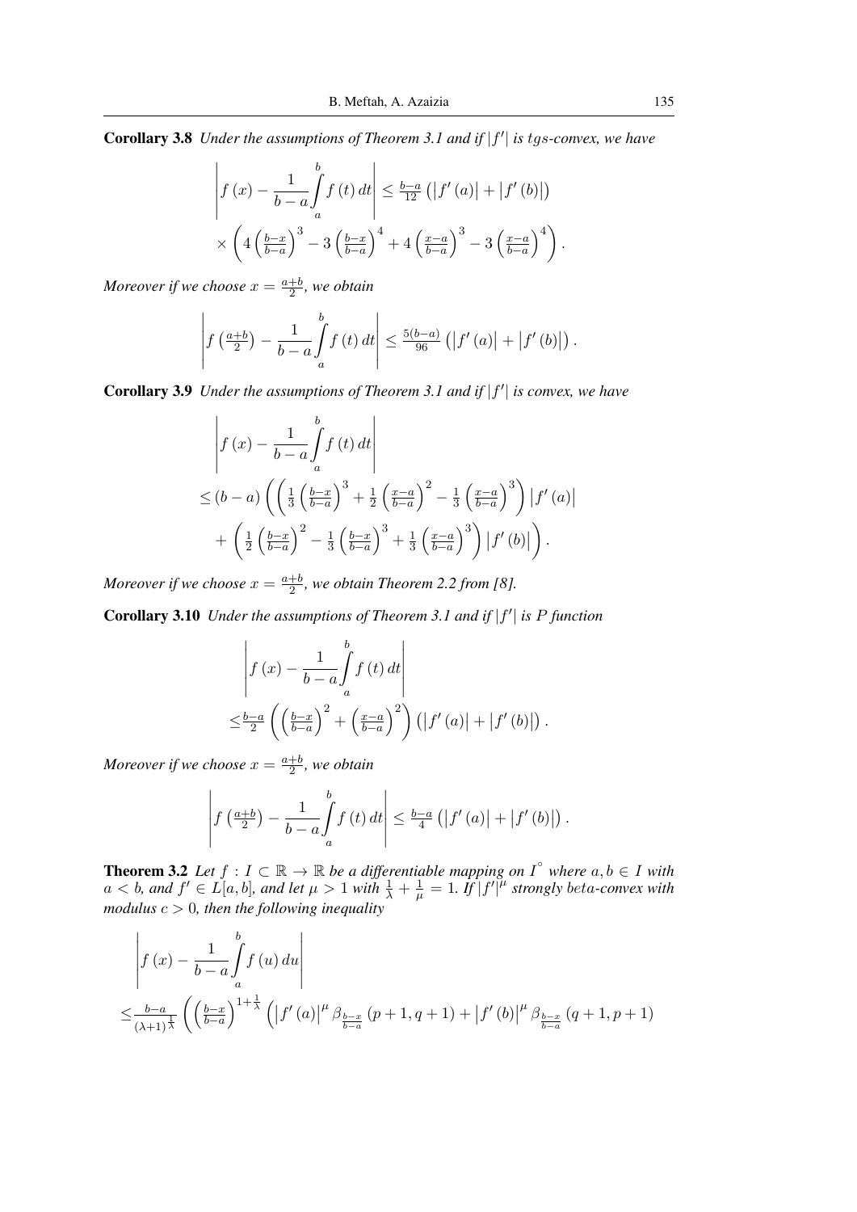**Corollary 3.8** *Under the assumptions of Theorem 3.1 and if $|f'|$ is $tgs$-convex, we have*

$$\left| f(x) - \frac{1}{b-a}\int_a^b f(t)\,dt \right| \leq \tfrac{b-a}{12}\left(|f'(a)| + |f'(b)|\right)$$
$$\times \left( 4\left(\tfrac{b-x}{b-a}\right)^3 - 3\left(\tfrac{b-x}{b-a}\right)^4 + 4\left(\tfrac{x-a}{b-a}\right)^3 - 3\left(\tfrac{x-a}{b-a}\right)^4 \right).$$

*Moreover if we choose $x = \frac{a+b}{2}$, we obtain*

$$\left| f\left(\tfrac{a+b}{2}\right) - \frac{1}{b-a}\int_a^b f(t)\,dt \right| \leq \tfrac{5(b-a)}{96}\left(|f'(a)| + |f'(b)|\right).$$

**Corollary 3.9** *Under the assumptions of Theorem 3.1 and if $|f'|$ is convex, we have*

$$\left| f(x) - \frac{1}{b-a}\int_a^b f(t)\,dt \right|$$
$$\leq (b-a)\left( \left( \tfrac{1}{3}\left(\tfrac{b-x}{b-a}\right)^3 + \tfrac{1}{2}\left(\tfrac{x-a}{b-a}\right)^2 - \tfrac{1}{3}\left(\tfrac{x-a}{b-a}\right)^3 \right)|f'(a)| \right.$$
$$\left. + \left( \tfrac{1}{2}\left(\tfrac{b-x}{b-a}\right)^2 - \tfrac{1}{3}\left(\tfrac{b-x}{b-a}\right)^3 + \tfrac{1}{3}\left(\tfrac{x-a}{b-a}\right)^3 \right)|f'(b)| \right).$$

*Moreover if we choose $x = \frac{a+b}{2}$, we obtain Theorem 2.2 from [8].*

**Corollary 3.10** *Under the assumptions of Theorem 3.1 and if $|f'|$ is $P$ function*

$$\left| f(x) - \frac{1}{b-a}\int_a^b f(t)\,dt \right|$$
$$\leq \tfrac{b-a}{2}\left( \left(\tfrac{b-x}{b-a}\right)^2 + \left(\tfrac{x-a}{b-a}\right)^2 \right)\left(|f'(a)| + |f'(b)|\right).$$

*Moreover if we choose $x = \frac{a+b}{2}$, we obtain*

$$\left| f\left(\tfrac{a+b}{2}\right) - \frac{1}{b-a}\int_a^b f(t)\,dt \right| \leq \tfrac{b-a}{4}\left(|f'(a)| + |f'(b)|\right).$$

**Theorem 3.2** *Let $f : I \subset \mathbb{R} \to \mathbb{R}$ be a differentiable mapping on $I^\circ$ where $a, b \in I$ with $a < b$, and $f' \in L[a,b]$, and let $\mu > 1$ with $\frac{1}{\lambda} + \frac{1}{\mu} = 1$. If $|f'|^\mu$ strongly beta-convex with modulus $c > 0$, then the following inequality*

$$\left| f(x) - \frac{1}{b-a}\int_a^b f(u)\,du \right|$$
$$\leq \tfrac{b-a}{(\lambda+1)^{\frac{1}{\lambda}}}\left( \left(\tfrac{b-x}{b-a}\right)^{1+\frac{1}{\lambda}} \left( |f'(a)|^\mu \beta_{\frac{b-x}{b-a}}(p+1, q+1) + |f'(b)|^\mu \beta_{\frac{b-x}{b-a}}(q+1, p+1) \right.\right.$$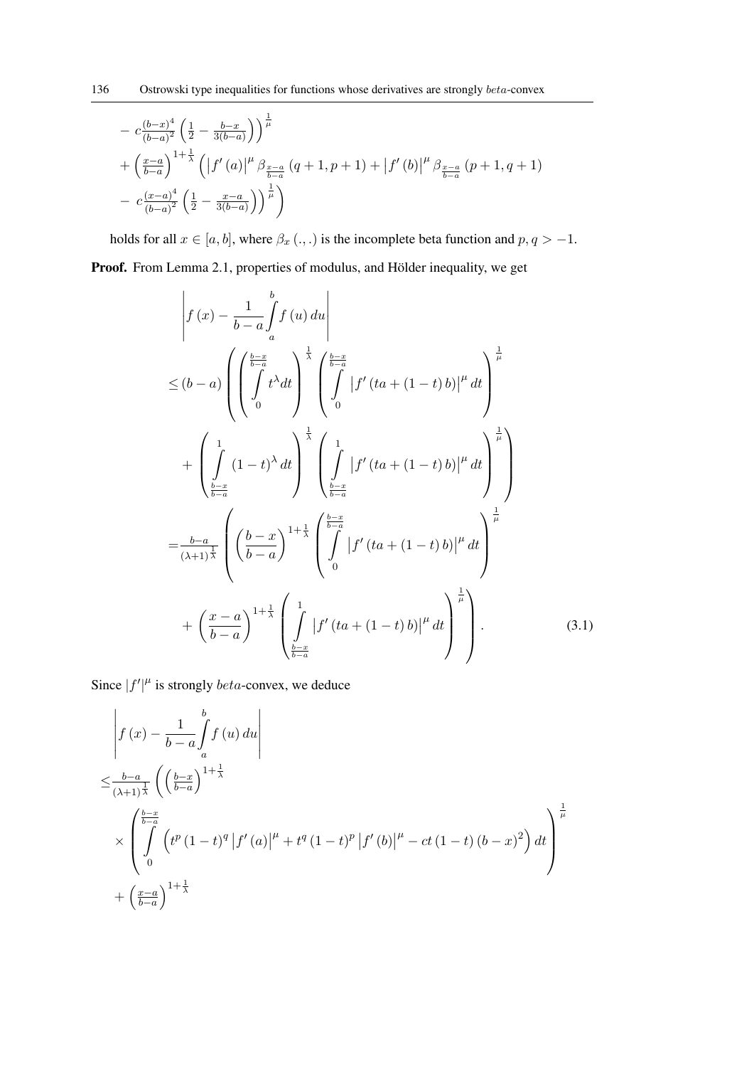$$
\begin{aligned}
&- c\frac{(b-x)^4}{(b-a)^2}\left(\frac{1}{2}-\frac{b-x}{3(b-a)}\right)\Bigg)^{\frac{1}{\mu}} \\
&+\left(\frac{x-a}{b-a}\right)^{1+\frac{1}{\lambda}}\left(\left|f'(a)\right|^{\mu}\beta_{\frac{x-a}{b-a}}(q+1,p+1)+\left|f'(b)\right|^{\mu}\beta_{\frac{x-a}{b-a}}(p+1,q+1)\right. \\
&\left.- c\frac{(x-a)^4}{(b-a)^2}\left(\frac{1}{2}-\frac{x-a}{3(b-a)}\right)\right)^{\frac{1}{\mu}}\Bigg)
\end{aligned}
$$

holds for all $x \in [a,b]$, where $\beta_x(.,.)$ is the incomplete beta function and $p,q > -1$.

**Proof.** From Lemma 2.1, properties of modulus, and Hölder inequality, we get

$$
\begin{aligned}
&\left|f(x)-\frac{1}{b-a}\int_a^b f(u)\,du\right| \\
&\leq (b-a)\left(\left(\int_0^{\frac{b-x}{b-a}} t^{\lambda}dt\right)^{\frac{1}{\lambda}}\left(\int_0^{\frac{b-x}{b-a}}\left|f'(ta+(1-t)b)\right|^{\mu}dt\right)^{\frac{1}{\mu}}\right. \\
&\quad\left.+\left(\int_{\frac{b-x}{b-a}}^1 (1-t)^{\lambda}dt\right)^{\frac{1}{\lambda}}\left(\int_{\frac{b-x}{b-a}}^1\left|f'(ta+(1-t)b)\right|^{\mu}dt\right)^{\frac{1}{\mu}}\right) \\
&=\frac{b-a}{(\lambda+1)^{\frac{1}{\lambda}}}\left(\left(\frac{b-x}{b-a}\right)^{1+\frac{1}{\lambda}}\left(\int_0^{\frac{b-x}{b-a}}\left|f'(ta+(1-t)b)\right|^{\mu}dt\right)^{\frac{1}{\mu}}\right. \\
&\quad\left.+\left(\frac{x-a}{b-a}\right)^{1+\frac{1}{\lambda}}\left(\int_{\frac{b-x}{b-a}}^1\left|f'(ta+(1-t)b)\right|^{\mu}dt\right)^{\frac{1}{\mu}}\right). \qquad (3.1)
\end{aligned}
$$

Since $|f'|^{\mu}$ is strongly *beta*-convex, we deduce

$$
\begin{aligned}
&\left|f(x)-\frac{1}{b-a}\int_a^b f(u)\,du\right| \\
&\leq\frac{b-a}{(\lambda+1)^{\frac{1}{\lambda}}}\left(\left(\frac{b-x}{b-a}\right)^{1+\frac{1}{\lambda}}\right. \\
&\quad\times\left(\int_0^{\frac{b-x}{b-a}}\left(t^{p}(1-t)^{q}\left|f'(a)\right|^{\mu}+t^{q}(1-t)^{p}\left|f'(b)\right|^{\mu}-ct(1-t)(b-x)^2\right)dt\right)^{\frac{1}{\mu}} \\
&\quad+\left(\frac{x-a}{b-a}\right)^{1+\frac{1}{\lambda}}
\end{aligned}
$$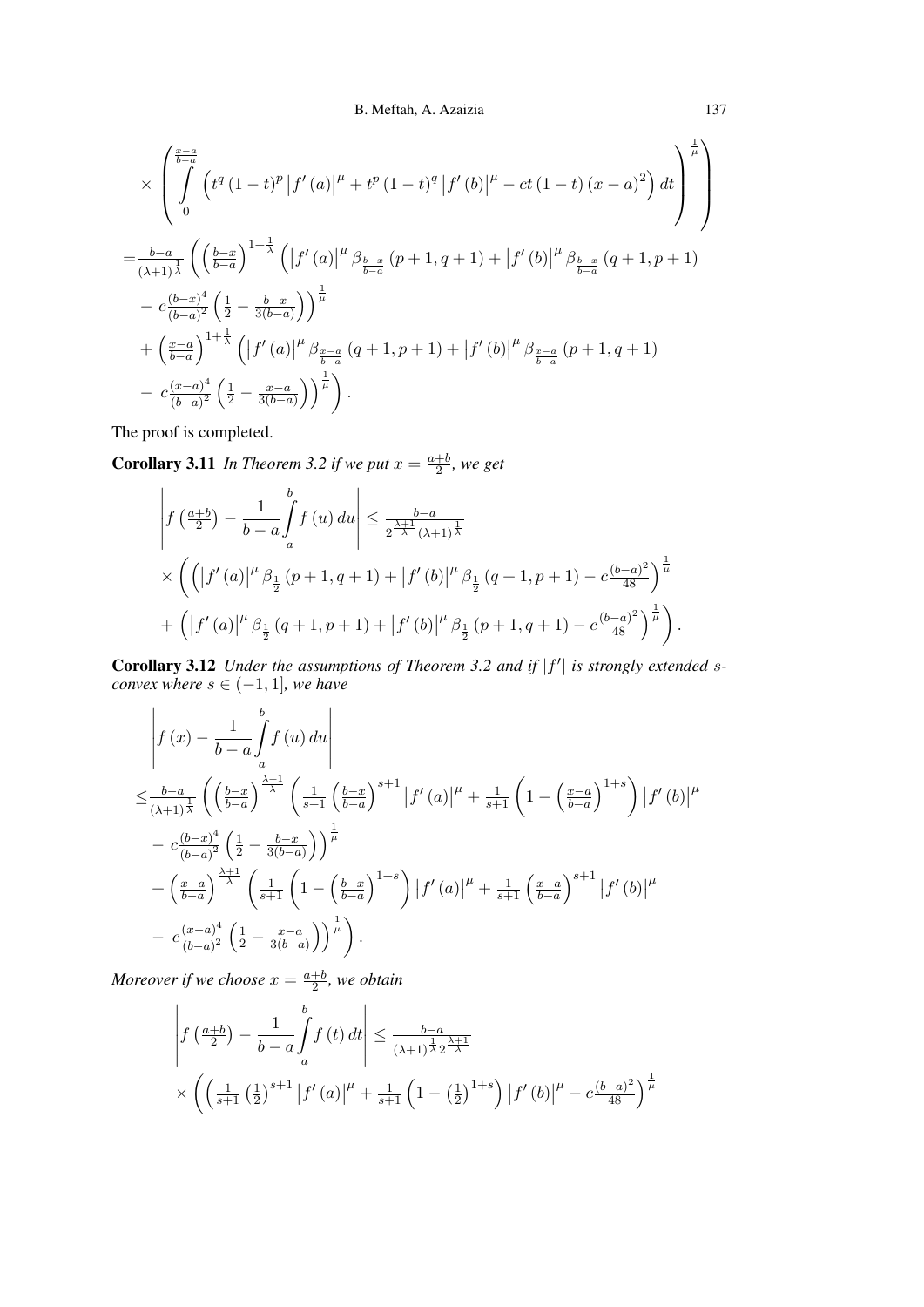$$\times\left(\int_0^{\frac{x-a}{b-a}}\left(t^q(1-t)^p\left|f'(a)\right|^\mu+t^p(1-t)^q\left|f'(b)\right|^\mu-ct(1-t)(x-a)^2\right)dt\right)^{\frac{1}{\mu}}\Bigg)$$

$$=\tfrac{b-a}{(\lambda+1)^{\frac{1}{\lambda}}}\Bigg(\left(\tfrac{b-x}{b-a}\right)^{1+\frac{1}{\lambda}}\Big(\left|f'(a)\right|^\mu\beta_{\frac{b-x}{b-a}}(p+1,q+1)+\left|f'(b)\right|^\mu\beta_{\frac{b-x}{b-a}}(q+1,p+1)$$
$$-\,c\tfrac{(b-x)^4}{(b-a)^2}\left(\tfrac{1}{2}-\tfrac{b-x}{3(b-a)}\right)\Big)^{\frac{1}{\mu}}$$
$$+\left(\tfrac{x-a}{b-a}\right)^{1+\frac{1}{\lambda}}\Big(\left|f'(a)\right|^\mu\beta_{\frac{x-a}{b-a}}(q+1,p+1)+\left|f'(b)\right|^\mu\beta_{\frac{x-a}{b-a}}(p+1,q+1)$$
$$-\,c\tfrac{(x-a)^4}{(b-a)^2}\left(\tfrac{1}{2}-\tfrac{x-a}{3(b-a)}\right)\Big)^{\frac{1}{\mu}}\Bigg).$$

The proof is completed.

**Corollary 3.11** *In Theorem 3.2 if we put $x=\frac{a+b}{2}$, we get*

$$\left|f\left(\tfrac{a+b}{2}\right)-\frac{1}{b-a}\int_a^b f(u)\,du\right|\le\tfrac{b-a}{2^{\frac{\lambda+1}{\lambda}}(\lambda+1)^{\frac{1}{\lambda}}}$$
$$\times\Bigg(\left(\left|f'(a)\right|^\mu\beta_{\frac{1}{2}}(p+1,q+1)+\left|f'(b)\right|^\mu\beta_{\frac{1}{2}}(q+1,p+1)-c\tfrac{(b-a)^2}{48}\right)^{\frac{1}{\mu}}$$
$$+\left(\left|f'(a)\right|^\mu\beta_{\frac{1}{2}}(q+1,p+1)+\left|f'(b)\right|^\mu\beta_{\frac{1}{2}}(p+1,q+1)-c\tfrac{(b-a)^2}{48}\right)^{\frac{1}{\mu}}\Bigg).$$

**Corollary 3.12** *Under the assumptions of Theorem 3.2 and if $|f'|$ is strongly extended s-convex where $s\in(-1,1]$, we have*

$$\left|f(x)-\frac{1}{b-a}\int_a^b f(u)\,du\right|$$
$$\le\tfrac{b-a}{(\lambda+1)^{\frac{1}{\lambda}}}\Bigg(\left(\tfrac{b-x}{b-a}\right)^{\frac{\lambda+1}{\lambda}}\Big(\tfrac{1}{s+1}\left(\tfrac{b-x}{b-a}\right)^{s+1}\left|f'(a)\right|^\mu+\tfrac{1}{s+1}\left(1-\left(\tfrac{x-a}{b-a}\right)^{1+s}\right)\left|f'(b)\right|^\mu$$
$$-\,c\tfrac{(b-x)^4}{(b-a)^2}\left(\tfrac{1}{2}-\tfrac{b-x}{3(b-a)}\right)\Big)^{\frac{1}{\mu}}$$
$$+\left(\tfrac{x-a}{b-a}\right)^{\frac{\lambda+1}{\lambda}}\Big(\tfrac{1}{s+1}\left(1-\left(\tfrac{b-x}{b-a}\right)^{1+s}\right)\left|f'(a)\right|^\mu+\tfrac{1}{s+1}\left(\tfrac{x-a}{b-a}\right)^{s+1}\left|f'(b)\right|^\mu$$
$$-\,c\tfrac{(x-a)^4}{(b-a)^2}\left(\tfrac{1}{2}-\tfrac{x-a}{3(b-a)}\right)\Big)^{\frac{1}{\mu}}\Bigg).$$

*Moreover if we choose $x=\frac{a+b}{2}$, we obtain*

$$\left|f\left(\tfrac{a+b}{2}\right)-\frac{1}{b-a}\int_a^b f(t)\,dt\right|\le\tfrac{b-a}{(\lambda+1)^{\frac{1}{\lambda}}2^{\frac{\lambda+1}{\lambda}}}$$
$$\times\Bigg(\left(\tfrac{1}{s+1}\left(\tfrac{1}{2}\right)^{s+1}\left|f'(a)\right|^\mu+\tfrac{1}{s+1}\left(1-\left(\tfrac{1}{2}\right)^{1+s}\right)\left|f'(b)\right|^\mu-c\tfrac{(b-a)^2}{48}\right)^{\frac{1}{\mu}}$$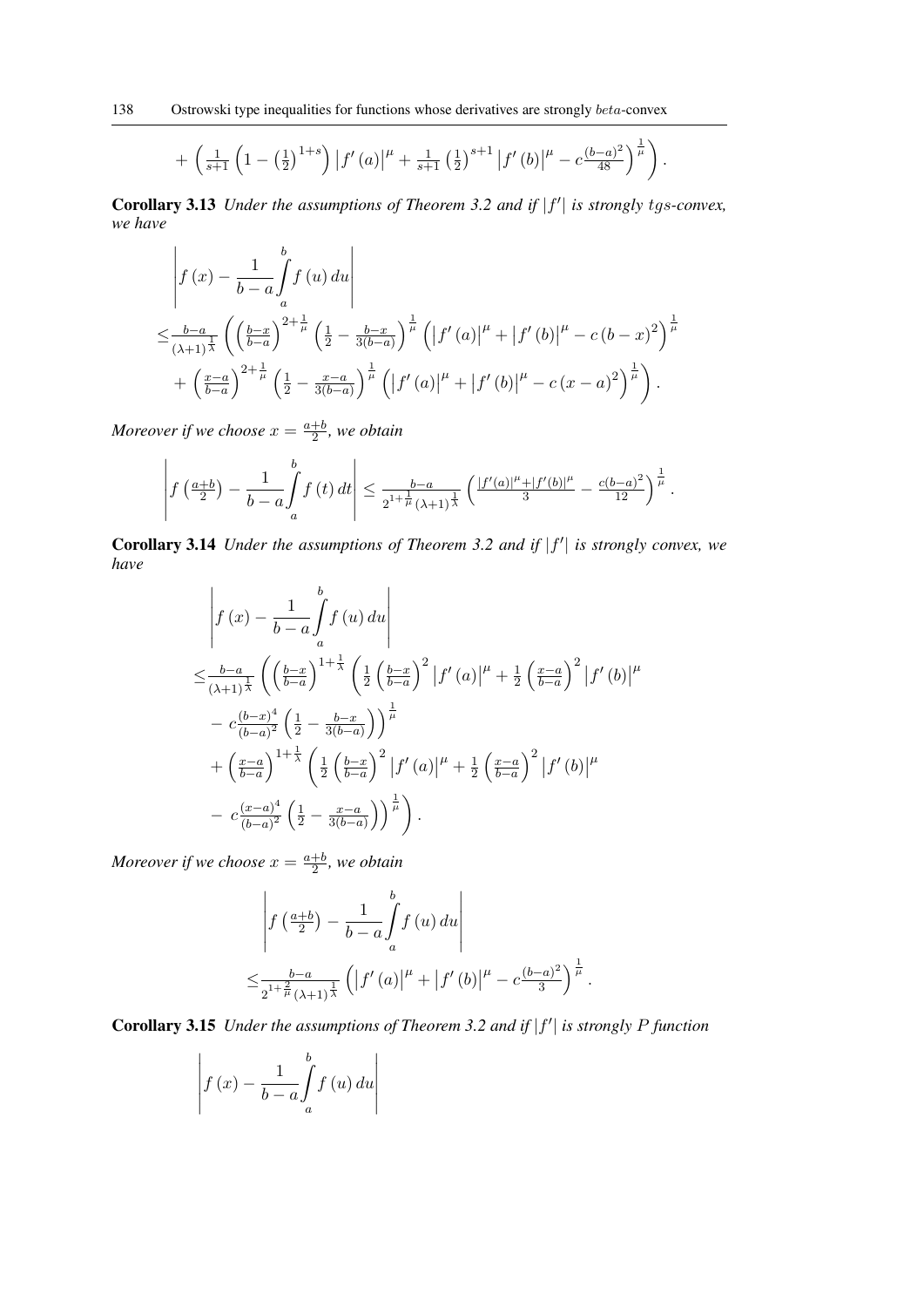$$+\left(\tfrac{1}{s+1}\left(1-\left(\tfrac{1}{2}\right)^{1+s}\right)\left|f'(a)\right|^{\mu}+\tfrac{1}{s+1}\left(\tfrac{1}{2}\right)^{s+1}\left|f'(b)\right|^{\mu}-c\tfrac{(b-a)^{2}}{48}\right)^{\frac{1}{\mu}}\right).$$

**Corollary 3.13** *Under the assumptions of Theorem 3.2 and if $|f'|$ is strongly $tgs$-convex, we have*

$$\begin{aligned}
&\left|f(x)-\frac{1}{b-a}\int_{a}^{b}f(u)\,du\right| \\
\leq&\tfrac{b-a}{(\lambda+1)^{\frac{1}{\lambda}}}\left(\left(\tfrac{b-x}{b-a}\right)^{2+\frac{1}{\mu}}\left(\tfrac{1}{2}-\tfrac{b-x}{3(b-a)}\right)^{\frac{1}{\mu}}\left(\left|f'(a)\right|^{\mu}+\left|f'(b)\right|^{\mu}-c\,(b-x)^{2}\right)^{\frac{1}{\mu}}\right. \\
&\left.+\left(\tfrac{x-a}{b-a}\right)^{2+\frac{1}{\mu}}\left(\tfrac{1}{2}-\tfrac{x-a}{3(b-a)}\right)^{\frac{1}{\mu}}\left(\left|f'(a)\right|^{\mu}+\left|f'(b)\right|^{\mu}-c\,(x-a)^{2}\right)^{\frac{1}{\mu}}\right).
\end{aligned}$$

*Moreover if we choose $x=\frac{a+b}{2}$, we obtain*

$$\left|f\left(\tfrac{a+b}{2}\right)-\frac{1}{b-a}\int_{a}^{b}f(t)\,dt\right|\leq\tfrac{b-a}{2^{1+\frac{1}{\mu}}(\lambda+1)^{\frac{1}{\lambda}}}\left(\tfrac{|f'(a)|^{\mu}+|f'(b)|^{\mu}}{3}-\tfrac{c(b-a)^{2}}{12}\right)^{\frac{1}{\mu}}.$$

**Corollary 3.14** *Under the assumptions of Theorem 3.2 and if $|f'|$ is strongly convex, we have*

$$\begin{aligned}
&\left|f(x)-\frac{1}{b-a}\int_{a}^{b}f(u)\,du\right| \\
\leq&\tfrac{b-a}{(\lambda+1)^{\frac{1}{\lambda}}}\left(\left(\tfrac{b-x}{b-a}\right)^{1+\frac{1}{\lambda}}\left(\tfrac{1}{2}\left(\tfrac{b-x}{b-a}\right)^{2}\left|f'(a)\right|^{\mu}+\tfrac{1}{2}\left(\tfrac{x-a}{b-a}\right)^{2}\left|f'(b)\right|^{\mu}\right.\right. \\
&\left.-\,c\tfrac{(b-x)^{4}}{(b-a)^{2}}\left(\tfrac{1}{2}-\tfrac{b-x}{3(b-a)}\right)\right)^{\frac{1}{\mu}} \\
&+\left(\tfrac{x-a}{b-a}\right)^{1+\frac{1}{\lambda}}\left(\tfrac{1}{2}\left(\tfrac{b-x}{b-a}\right)^{2}\left|f'(a)\right|^{\mu}+\tfrac{1}{2}\left(\tfrac{x-a}{b-a}\right)^{2}\left|f'(b)\right|^{\mu}\right. \\
&\left.\left.-\,c\tfrac{(x-a)^{4}}{(b-a)^{2}}\left(\tfrac{1}{2}-\tfrac{x-a}{3(b-a)}\right)\right)^{\frac{1}{\mu}}\right).
\end{aligned}$$

*Moreover if we choose $x=\frac{a+b}{2}$, we obtain*

$$\begin{aligned}
&\left|f\left(\tfrac{a+b}{2}\right)-\frac{1}{b-a}\int_{a}^{b}f(u)\,du\right| \\
\leq&\tfrac{b-a}{2^{1+\frac{2}{\mu}}(\lambda+1)^{\frac{1}{\lambda}}}\left(\left|f'(a)\right|^{\mu}+\left|f'(b)\right|^{\mu}-c\tfrac{(b-a)^{2}}{3}\right)^{\frac{1}{\mu}}.
\end{aligned}$$

**Corollary 3.15** *Under the assumptions of Theorem 3.2 and if $|f'|$ is strongly $P$ function*

$$\left|f(x)-\frac{1}{b-a}\int_{a}^{b}f(u)\,du\right|$$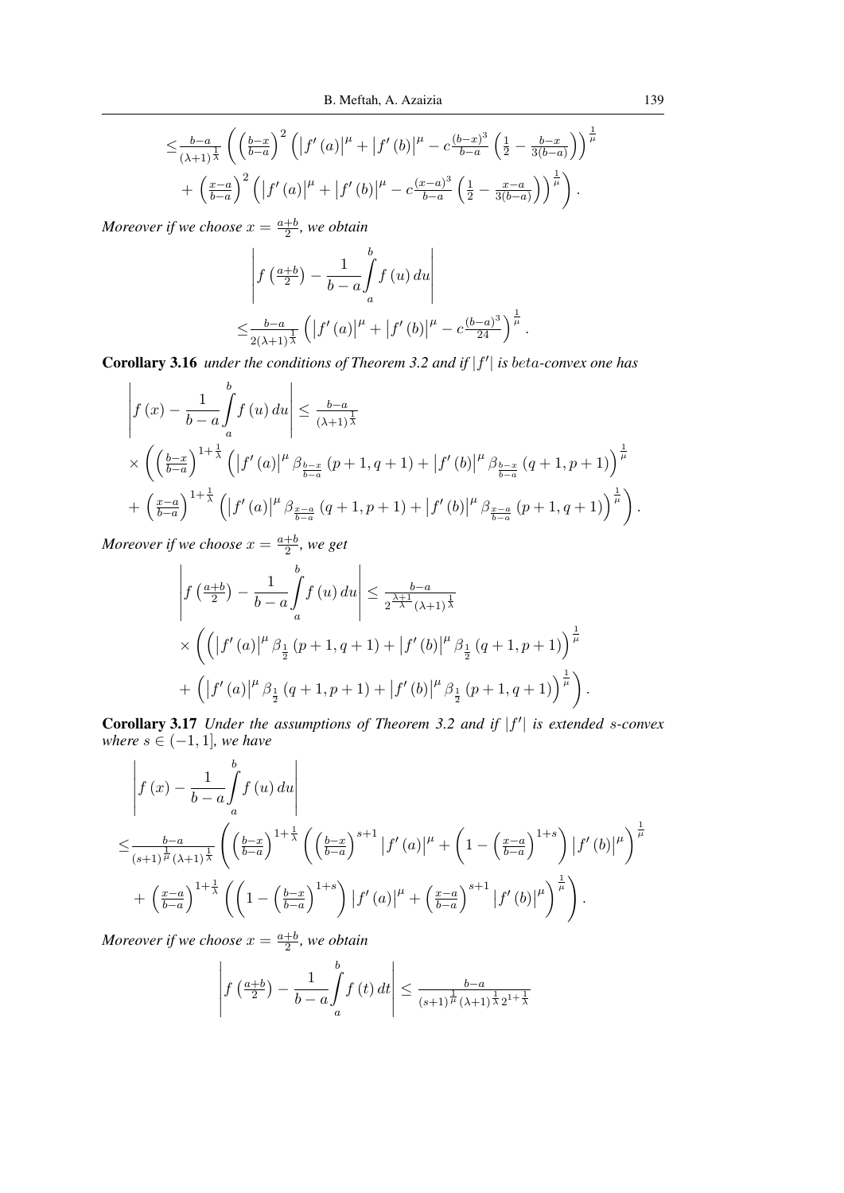$$\leq \tfrac{b-a}{(\lambda+1)^{\frac{1}{\lambda}}} \left( \left(\tfrac{b-x}{b-a}\right)^2 \left( \left|f'(a)\right|^\mu + \left|f'(b)\right|^\mu - c\tfrac{(b-x)^3}{b-a}\left(\tfrac{1}{2} - \tfrac{b-x}{3(b-a)}\right)\right)^{\frac{1}{\mu}} \right.$$
$$\left. + \left(\tfrac{x-a}{b-a}\right)^2 \left( \left|f'(a)\right|^\mu + \left|f'(b)\right|^\mu - c\tfrac{(x-a)^3}{b-a}\left(\tfrac{1}{2} - \tfrac{x-a}{3(b-a)}\right)\right)^{\frac{1}{\mu}} \right).$$

*Moreover if we choose $x = \frac{a+b}{2}$, we obtain*

$$\left| f\left(\tfrac{a+b}{2}\right) - \frac{1}{b-a}\int_a^b f(u)\,du \right|$$
$$\leq \tfrac{b-a}{2(\lambda+1)^{\frac{1}{\lambda}}} \left( \left|f'(a)\right|^\mu + \left|f'(b)\right|^\mu - c\tfrac{(b-a)^3}{24}\right)^{\frac{1}{\mu}}.$$

**Corollary 3.16** *under the conditions of Theorem 3.2 and if $|f'|$ is beta-convex one has*

$$\left| f(x) - \frac{1}{b-a}\int_a^b f(u)\,du \right| \leq \tfrac{b-a}{(\lambda+1)^{\frac{1}{\lambda}}}$$
$$\times \left( \left(\tfrac{b-x}{b-a}\right)^{1+\frac{1}{\lambda}} \left( \left|f'(a)\right|^\mu \beta_{\frac{b-x}{b-a}}(p+1,q+1) + \left|f'(b)\right|^\mu \beta_{\frac{b-x}{b-a}}(q+1,p+1)\right)^{\frac{1}{\mu}} \right.$$
$$\left. + \left(\tfrac{x-a}{b-a}\right)^{1+\frac{1}{\lambda}} \left( \left|f'(a)\right|^\mu \beta_{\frac{x-a}{b-a}}(q+1,p+1) + \left|f'(b)\right|^\mu \beta_{\frac{x-a}{b-a}}(p+1,q+1)\right)^{\frac{1}{\mu}} \right).$$

*Moreover if we choose $x = \frac{a+b}{2}$, we get*

$$\left| f\left(\tfrac{a+b}{2}\right) - \frac{1}{b-a}\int_a^b f(u)\,du \right| \leq \tfrac{b-a}{2^{\frac{\lambda+1}{\lambda}}(\lambda+1)^{\frac{1}{\lambda}}}$$
$$\times \left( \left( \left|f'(a)\right|^\mu \beta_{\frac{1}{2}}(p+1,q+1) + \left|f'(b)\right|^\mu \beta_{\frac{1}{2}}(q+1,p+1)\right)^{\frac{1}{\mu}} \right.$$
$$\left. + \left( \left|f'(a)\right|^\mu \beta_{\frac{1}{2}}(q+1,p+1) + \left|f'(b)\right|^\mu \beta_{\frac{1}{2}}(p+1,q+1)\right)^{\frac{1}{\mu}} \right).$$

**Corollary 3.17** *Under the assumptions of Theorem 3.2 and if $|f'|$ is extended $s$-convex where $s \in (-1, 1]$, we have*

$$\left| f(x) - \frac{1}{b-a}\int_a^b f(u)\,du \right|$$
$$\leq \tfrac{b-a}{(s+1)^{\frac{1}{\mu}}(\lambda+1)^{\frac{1}{\lambda}}} \left( \left(\tfrac{b-x}{b-a}\right)^{1+\frac{1}{\lambda}} \left( \left(\tfrac{b-x}{b-a}\right)^{s+1} \left|f'(a)\right|^\mu + \left(1 - \left(\tfrac{x-a}{b-a}\right)^{1+s}\right) \left|f'(b)\right|^\mu \right)^{\frac{1}{\mu}} \right.$$
$$\left. + \left(\tfrac{x-a}{b-a}\right)^{1+\frac{1}{\lambda}} \left( \left(1 - \left(\tfrac{b-x}{b-a}\right)^{1+s}\right) \left|f'(a)\right|^\mu + \left(\tfrac{x-a}{b-a}\right)^{s+1} \left|f'(b)\right|^\mu \right)^{\frac{1}{\mu}} \right).$$

*Moreover if we choose $x = \frac{a+b}{2}$, we obtain*

$$\left| f\left(\tfrac{a+b}{2}\right) - \frac{1}{b-a}\int_a^b f(t)\,dt \right| \leq \tfrac{b-a}{(s+1)^{\frac{1}{\mu}}(\lambda+1)^{\frac{1}{\lambda}}2^{1+\frac{1}{\lambda}}}$$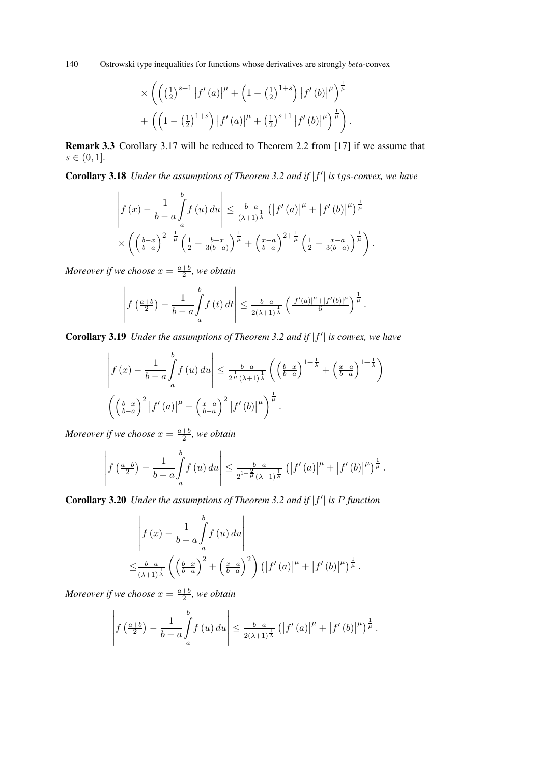$$
\times\left(\left(\left(\tfrac{1}{2}\right)^{s+1}\left|f'(a)\right|^{\mu}+\left(1-\left(\tfrac{1}{2}\right)^{1+s}\right)\left|f'(b)\right|^{\mu}\right)^{\frac{1}{\mu}}\right.
$$

$$
\left.+\left(\left(1-\left(\tfrac{1}{2}\right)^{1+s}\right)\left|f'(a)\right|^{\mu}+\left(\tfrac{1}{2}\right)^{s+1}\left|f'(b)\right|^{\mu}\right)^{\frac{1}{\mu}}\right).
$$

**Remark 3.3** Corollary 3.17 will be reduced to Theorem 2.2 from [17] if we assume that $s \in (0,1]$.

**Corollary 3.18** *Under the assumptions of Theorem 3.2 and if $|f'|$ is $tgs$-convex, we have*

$$
\left|f(x)-\frac{1}{b-a}\int_a^b f(u)\,du\right| \le \tfrac{b-a}{(\lambda+1)^{\frac{1}{\lambda}}}\left(\left|f'(a)\right|^{\mu}+\left|f'(b)\right|^{\mu}\right)^{\frac{1}{\mu}}
$$

$$
\times\left(\left(\tfrac{b-x}{b-a}\right)^{2+\frac{1}{\mu}}\left(\tfrac{1}{2}-\tfrac{b-x}{3(b-a)}\right)^{\frac{1}{\mu}}+\left(\tfrac{x-a}{b-a}\right)^{2+\frac{1}{\mu}}\left(\tfrac{1}{2}-\tfrac{x-a}{3(b-a)}\right)^{\frac{1}{\mu}}\right).
$$

*Moreover if we choose $x=\frac{a+b}{2}$, we obtain*

$$
\left|f\left(\tfrac{a+b}{2}\right)-\frac{1}{b-a}\int_a^b f(t)\,dt\right| \le \tfrac{b-a}{2(\lambda+1)^{\frac{1}{\lambda}}}\left(\tfrac{\left|f'(a)\right|^{\mu}+\left|f'(b)\right|^{\mu}}{6}\right)^{\frac{1}{\mu}}.
$$

**Corollary 3.19** *Under the assumptions of Theorem 3.2 and if $|f'|$ is convex, we have*

$$
\left|f(x)-\frac{1}{b-a}\int_a^b f(u)\,du\right| \le \tfrac{b-a}{2^{\frac{1}{\mu}}(\lambda+1)^{\frac{1}{\lambda}}}\left(\left(\tfrac{b-x}{b-a}\right)^{1+\frac{1}{\lambda}}+\left(\tfrac{x-a}{b-a}\right)^{1+\frac{1}{\lambda}}\right)
$$

$$
\left(\left(\tfrac{b-x}{b-a}\right)^{2}\left|f'(a)\right|^{\mu}+\left(\tfrac{x-a}{b-a}\right)^{2}\left|f'(b)\right|^{\mu}\right)^{\frac{1}{\mu}}.
$$

*Moreover if we choose $x=\frac{a+b}{2}$, we obtain*

$$
\left|f\left(\tfrac{a+b}{2}\right)-\frac{1}{b-a}\int_a^b f(u)\,du\right| \le \tfrac{b-a}{2^{1+\frac{2}{\mu}}(\lambda+1)^{\frac{1}{\lambda}}}\left(\left|f'(a)\right|^{\mu}+\left|f'(b)\right|^{\mu}\right)^{\frac{1}{\mu}}.
$$

**Corollary 3.20** *Under the assumptions of Theorem 3.2 and if $|f'|$ is $P$ function*

$$
\left|f(x)-\frac{1}{b-a}\int_a^b f(u)\,du\right|
$$

$$
\le \tfrac{b-a}{(\lambda+1)^{\frac{1}{\lambda}}}\left(\left(\tfrac{b-x}{b-a}\right)^{2}+\left(\tfrac{x-a}{b-a}\right)^{2}\right)\left(\left|f'(a)\right|^{\mu}+\left|f'(b)\right|^{\mu}\right)^{\frac{1}{\mu}}.
$$

*Moreover if we choose $x=\frac{a+b}{2}$, we obtain*

$$
\left|f\left(\tfrac{a+b}{2}\right)-\frac{1}{b-a}\int_a^b f(u)\,du\right| \le \tfrac{b-a}{2(\lambda+1)^{\frac{1}{\lambda}}}\left(\left|f'(a)\right|^{\mu}+\left|f'(b)\right|^{\mu}\right)^{\frac{1}{\mu}}.
$$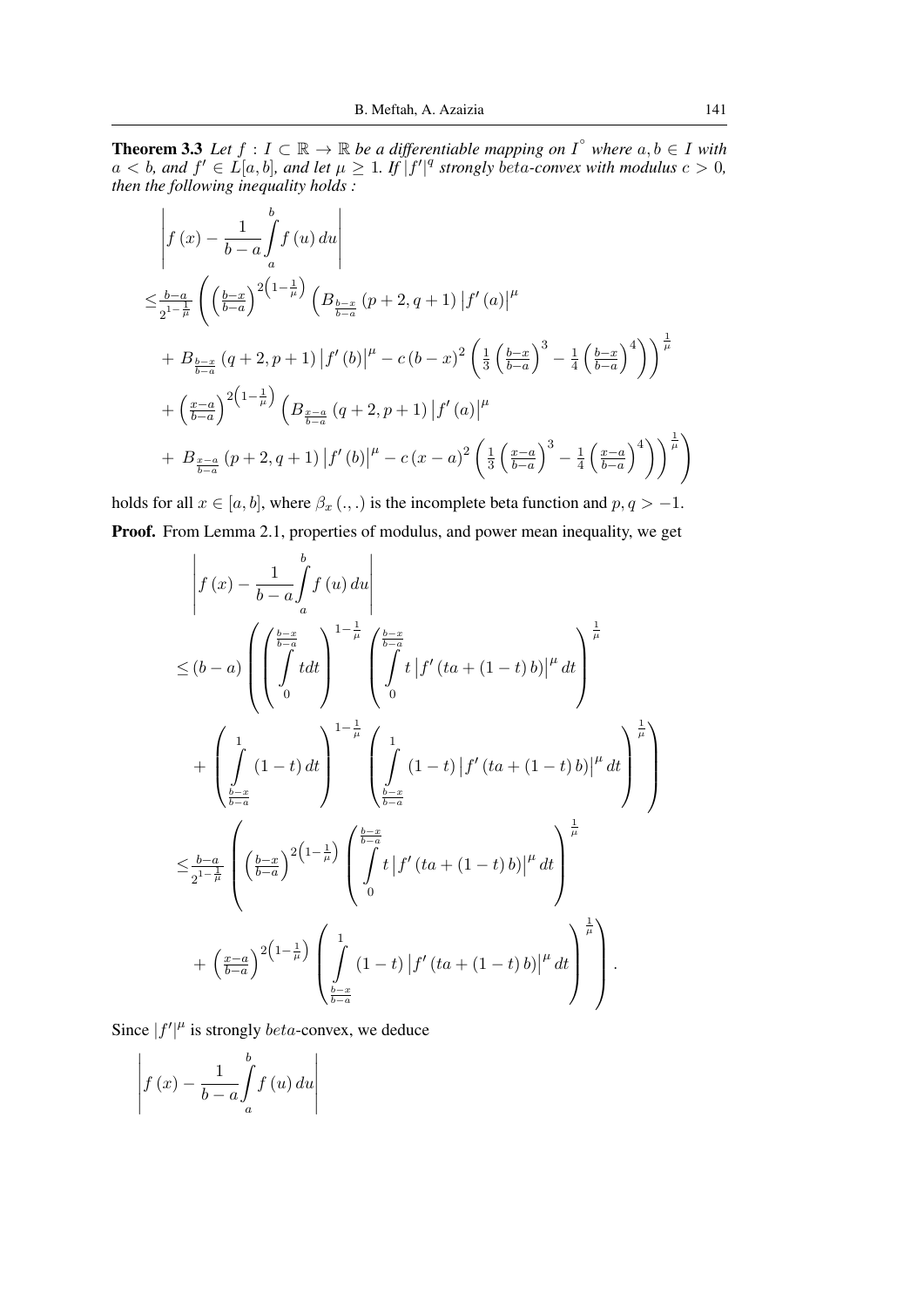**Theorem 3.3** *Let $f : I \subset \mathbb{R} \to \mathbb{R}$ be a differentiable mapping on $I^{\circ}$ where $a, b \in I$ with $a < b$, and $f' \in L[a, b]$, and let $\mu \geq 1$. If $|f'|^q$ strongly beta-convex with modulus $c > 0$, then the following inequality holds :*

$$
\begin{aligned}
&\left| f(x) - \frac{1}{b-a} \int_a^b f(u)\, du \right| \\
&\leq \tfrac{b-a}{2^{1-\frac{1}{\mu}}} \left( \left(\tfrac{b-x}{b-a}\right)^{2\left(1-\frac{1}{\mu}\right)} \left( B_{\frac{b-x}{b-a}}(p+2, q+1) \left|f'(a)\right|^{\mu} \right.\right. \\
&\quad \left. + B_{\frac{b-x}{b-a}}(q+2, p+1) \left|f'(b)\right|^{\mu} - c\,(b-x)^2 \left( \tfrac{1}{3}\left(\tfrac{b-x}{b-a}\right)^3 - \tfrac{1}{4}\left(\tfrac{b-x}{b-a}\right)^4 \right) \right)^{\frac{1}{\mu}} \\
&\quad + \left(\tfrac{x-a}{b-a}\right)^{2\left(1-\frac{1}{\mu}\right)} \left( B_{\frac{x-a}{b-a}}(q+2, p+1) \left|f'(a)\right|^{\mu} \right. \\
&\quad \left.\left. + B_{\frac{x-a}{b-a}}(p+2, q+1) \left|f'(b)\right|^{\mu} - c\,(x-a)^2 \left( \tfrac{1}{3}\left(\tfrac{x-a}{b-a}\right)^3 - \tfrac{1}{4}\left(\tfrac{x-a}{b-a}\right)^4 \right) \right)^{\frac{1}{\mu}} \right)
\end{aligned}
$$

holds for all $x \in [a, b]$, where $\beta_x(.,.)$ is the incomplete beta function and $p, q > -1$.

**Proof.** From Lemma 2.1, properties of modulus, and power mean inequality, we get

$$
\begin{aligned}
&\left| f(x) - \frac{1}{b-a} \int_a^b f(u)\, du \right| \\
&\leq (b-a) \left( \left( \int_0^{\frac{b-x}{b-a}} t\,dt \right)^{1-\frac{1}{\mu}} \left( \int_0^{\frac{b-x}{b-a}} t \left|f'(ta + (1-t)b)\right|^{\mu} dt \right)^{\frac{1}{\mu}} \right. \\
&\quad \left. + \left( \int_{\frac{b-x}{b-a}}^1 (1-t)\,dt \right)^{1-\frac{1}{\mu}} \left( \int_{\frac{b-x}{b-a}}^1 (1-t) \left|f'(ta + (1-t)b)\right|^{\mu} dt \right)^{\frac{1}{\mu}} \right) \\
&\leq \tfrac{b-a}{2^{1-\frac{1}{\mu}}} \left( \left(\tfrac{b-x}{b-a}\right)^{2\left(1-\frac{1}{\mu}\right)} \left( \int_0^{\frac{b-x}{b-a}} t \left|f'(ta + (1-t)b)\right|^{\mu} dt \right)^{\frac{1}{\mu}} \right. \\
&\quad \left. + \left(\tfrac{x-a}{b-a}\right)^{2\left(1-\frac{1}{\mu}\right)} \left( \int_{\frac{b-x}{b-a}}^1 (1-t) \left|f'(ta + (1-t)b)\right|^{\mu} dt \right)^{\frac{1}{\mu}} \right).
\end{aligned}
$$

Since $|f'|^{\mu}$ is strongly $beta$-convex, we deduce

$$
\left| f(x) - \frac{1}{b-a} \int_a^b f(u)\, du \right|
$$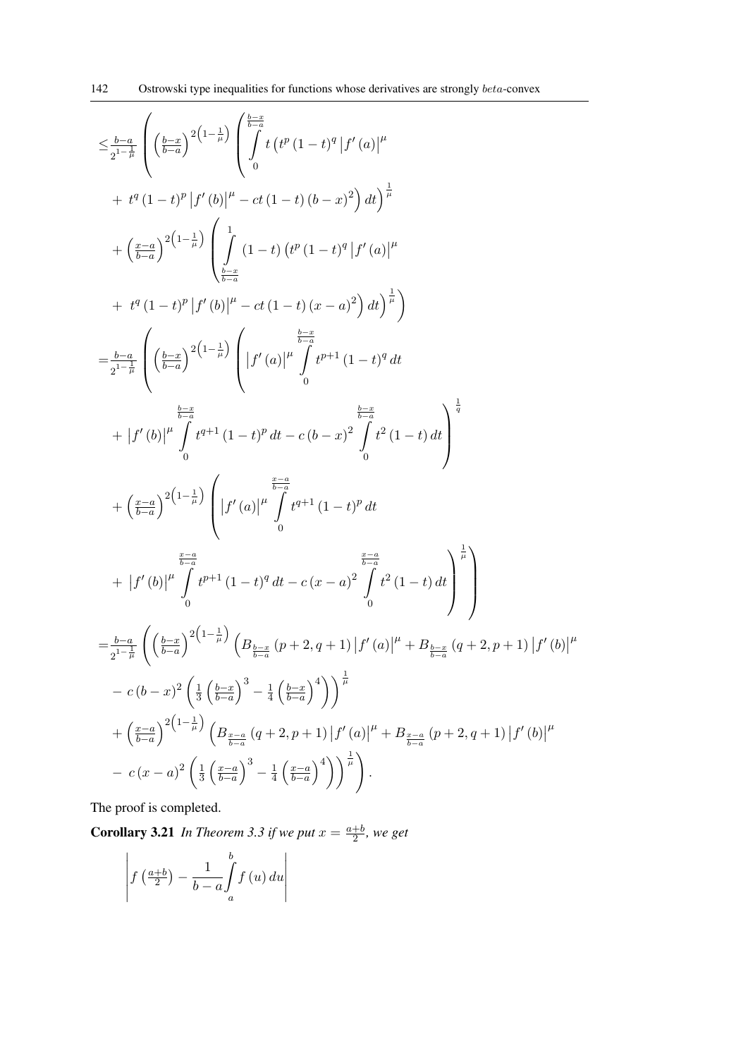$$
\begin{aligned}
&\leq \frac{b-a}{2^{1-\frac{1}{\mu}}}\left(\left(\tfrac{b-x}{b-a}\right)^{2\left(1-\frac{1}{\mu}\right)}\left(\int_0^{\frac{b-x}{b-a}} t\left(t^p(1-t)^q\left|f'(a)\right|^\mu\right.\right.\right.\\
&\quad \left.\left. +\ t^q(1-t)^p\left|f'(b)\right|^\mu - ct(1-t)(b-x)^2\right)dt\right)^{\frac{1}{\mu}}\\
&\quad +\left(\tfrac{x-a}{b-a}\right)^{2\left(1-\frac{1}{\mu}\right)}\left(\int_{\frac{b-x}{b-a}}^{1}(1-t)\left(t^p(1-t)^q\left|f'(a)\right|^\mu\right.\right.\\
&\quad \left.\left.\left. +\ t^q(1-t)^p\left|f'(b)\right|^\mu - ct(1-t)(x-a)^2\right)dt\right)^{\frac{1}{\mu}}\right)\\
&= \frac{b-a}{2^{1-\frac{1}{\mu}}}\left(\left(\tfrac{b-x}{b-a}\right)^{2\left(1-\frac{1}{\mu}\right)}\left(\left|f'(a)\right|^\mu\int_0^{\frac{b-x}{b-a}} t^{p+1}(1-t)^q\,dt\right.\right.\\
&\quad \left. +\left|f'(b)\right|^\mu\int_0^{\frac{b-x}{b-a}} t^{q+1}(1-t)^p\,dt - c(b-x)^2\int_0^{\frac{b-x}{b-a}} t^2(1-t)\,dt\right)^{\frac{1}{q}}\\
&\quad +\left(\tfrac{x-a}{b-a}\right)^{2\left(1-\frac{1}{\mu}\right)}\left(\left|f'(a)\right|^\mu\int_0^{\frac{x-a}{b-a}} t^{q+1}(1-t)^p\,dt\right.\\
&\quad \left.\left. +\ \left|f'(b)\right|^\mu\int_0^{\frac{x-a}{b-a}} t^{p+1}(1-t)^q\,dt - c(x-a)^2\int_0^{\frac{x-a}{b-a}} t^2(1-t)\,dt\right)^{\frac{1}{\mu}}\right)\\
&= \frac{b-a}{2^{1-\frac{1}{\mu}}}\left(\left(\tfrac{b-x}{b-a}\right)^{2\left(1-\frac{1}{\mu}\right)}\left(B_{\frac{b-x}{b-a}}(p+2,q+1)\left|f'(a)\right|^\mu + B_{\frac{b-x}{b-a}}(q+2,p+1)\left|f'(b)\right|^\mu\right.\right.\\
&\quad \left. -\ c(b-x)^2\left(\tfrac{1}{3}\left(\tfrac{b-x}{b-a}\right)^3 - \tfrac{1}{4}\left(\tfrac{b-x}{b-a}\right)^4\right)\right)^{\frac{1}{\mu}}\\
&\quad +\left(\tfrac{x-a}{b-a}\right)^{2\left(1-\frac{1}{\mu}\right)}\left(B_{\frac{x-a}{b-a}}(q+2,p+1)\left|f'(a)\right|^\mu + B_{\frac{x-a}{b-a}}(p+2,q+1)\left|f'(b)\right|^\mu\right.\\
&\quad \left.\left. -\ c(x-a)^2\left(\tfrac{1}{3}\left(\tfrac{x-a}{b-a}\right)^3 - \tfrac{1}{4}\left(\tfrac{x-a}{b-a}\right)^4\right)\right)^{\frac{1}{\mu}}\right).
\end{aligned}
$$

The proof is completed.

**Corollary 3.21** *In Theorem 3.3 if we put $x = \frac{a+b}{2}$, we get*

$$
\left|f\left(\tfrac{a+b}{2}\right) - \frac{1}{b-a}\int_a^b f(u)\,du\right|
$$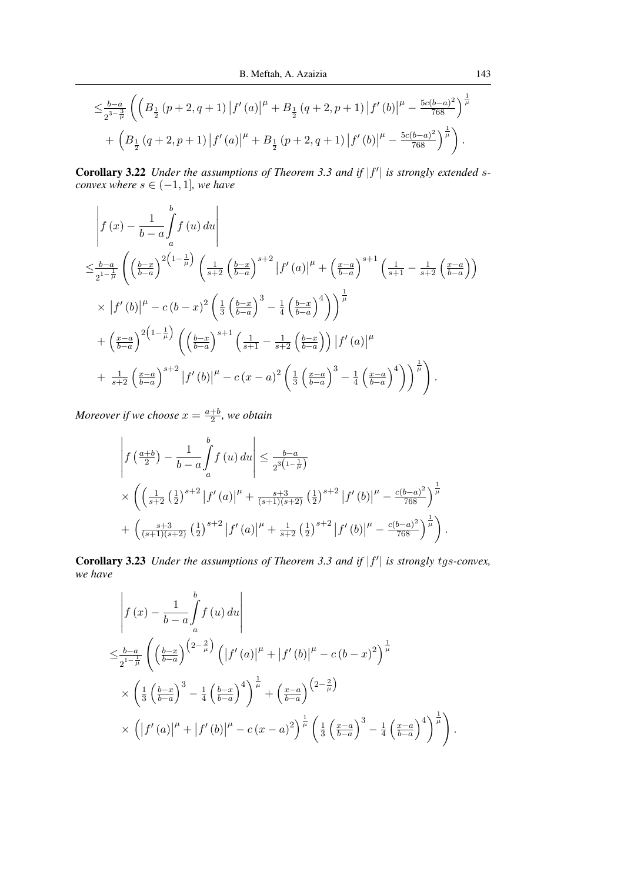$$
\leq \frac{b-a}{2^{3-\frac{3}{\mu}}} \left( \left( B_{\frac{1}{2}}(p+2,q+1) \left|f'(a)\right|^{\mu} + B_{\frac{1}{2}}(q+2,p+1) \left|f'(b)\right|^{\mu} - \frac{5c(b-a)^2}{768} \right)^{\frac{1}{\mu}} + \left( B_{\frac{1}{2}}(q+2,p+1) \left|f'(a)\right|^{\mu} + B_{\frac{1}{2}}(p+2,q+1) \left|f'(b)\right|^{\mu} - \frac{5c(b-a)^2}{768} \right)^{\frac{1}{\mu}} \right).
$$

**Corollary 3.22** *Under the assumptions of Theorem 3.3 and if $|f'|$ is strongly extended $s$-convex where $s \in (-1,1]$, we have*

$$
\begin{aligned}
&\left| f(x) - \frac{1}{b-a}\int_a^b f(u)\,du \right| \\
&\leq \frac{b-a}{2^{1-\frac{1}{\mu}}} \left( \left(\frac{b-x}{b-a}\right)^{2\left(1-\frac{1}{\mu}\right)} \left( \frac{1}{s+2}\left(\frac{b-x}{b-a}\right)^{s+2} \left|f'(a)\right|^{\mu} + \left(\frac{x-a}{b-a}\right)^{s+1} \left( \frac{1}{s+1} - \frac{1}{s+2}\left(\frac{x-a}{b-a}\right) \right) \right.\right. \\
&\quad \left. \times \left|f'(b)\right|^{\mu} - c(b-x)^2 \left( \frac{1}{3}\left(\frac{b-x}{b-a}\right)^3 - \frac{1}{4}\left(\frac{b-x}{b-a}\right)^4 \right) \right)^{\frac{1}{\mu}} \\
&\quad + \left(\frac{x-a}{b-a}\right)^{2\left(1-\frac{1}{\mu}\right)} \left( \left(\frac{b-x}{b-a}\right)^{s+1} \left( \frac{1}{s+1} - \frac{1}{s+2}\left(\frac{b-x}{b-a}\right) \right) \left|f'(a)\right|^{\mu} \right. \\
&\quad \left.\left. + \frac{1}{s+2}\left(\frac{x-a}{b-a}\right)^{s+2} \left|f'(b)\right|^{\mu} - c(x-a)^2 \left( \frac{1}{3}\left(\frac{x-a}{b-a}\right)^3 - \frac{1}{4}\left(\frac{x-a}{b-a}\right)^4 \right) \right)^{\frac{1}{\mu}} \right).
\end{aligned}
$$

*Moreover if we choose $x = \frac{a+b}{2}$, we obtain*

$$
\begin{aligned}
&\left| f\left(\tfrac{a+b}{2}\right) - \frac{1}{b-a}\int_a^b f(u)\,du \right| \leq \frac{b-a}{2^{3\left(1-\frac{1}{\mu}\right)}} \\
&\quad \times \left( \left( \frac{1}{s+2}\left(\frac{1}{2}\right)^{s+2} \left|f'(a)\right|^{\mu} + \frac{s+3}{(s+1)(s+2)}\left(\frac{1}{2}\right)^{s+2} \left|f'(b)\right|^{\mu} - \frac{c(b-a)^2}{768} \right)^{\frac{1}{\mu}} \right. \\
&\quad \left. + \left( \frac{s+3}{(s+1)(s+2)}\left(\frac{1}{2}\right)^{s+2} \left|f'(a)\right|^{\mu} + \frac{1}{s+2}\left(\frac{1}{2}\right)^{s+2} \left|f'(b)\right|^{\mu} - \frac{c(b-a)^2}{768} \right)^{\frac{1}{\mu}} \right).
\end{aligned}
$$

**Corollary 3.23** *Under the assumptions of Theorem 3.3 and if $|f'|$ is strongly $tgs$-convex, we have*

$$
\begin{aligned}
&\left| f(x) - \frac{1}{b-a}\int_a^b f(u)\,du \right| \\
&\leq \frac{b-a}{2^{1-\frac{1}{\mu}}} \left( \left(\frac{b-x}{b-a}\right)^{\left(2-\frac{2}{\mu}\right)} \left( \left|f'(a)\right|^{\mu} + \left|f'(b)\right|^{\mu} - c(b-x)^2 \right)^{\frac{1}{\mu}} \right. \\
&\quad \times \left( \frac{1}{3}\left(\frac{b-x}{b-a}\right)^3 - \frac{1}{4}\left(\frac{b-x}{b-a}\right)^4 \right)^{\frac{1}{\mu}} + \left(\frac{x-a}{b-a}\right)^{\left(2-\frac{2}{\mu}\right)} \\
&\quad \left. \times \left( \left|f'(a)\right|^{\mu} + \left|f'(b)\right|^{\mu} - c(x-a)^2 \right)^{\frac{1}{\mu}} \left( \frac{1}{3}\left(\frac{x-a}{b-a}\right)^3 - \frac{1}{4}\left(\frac{x-a}{b-a}\right)^4 \right)^{\frac{1}{\mu}} \right).
\end{aligned}
$$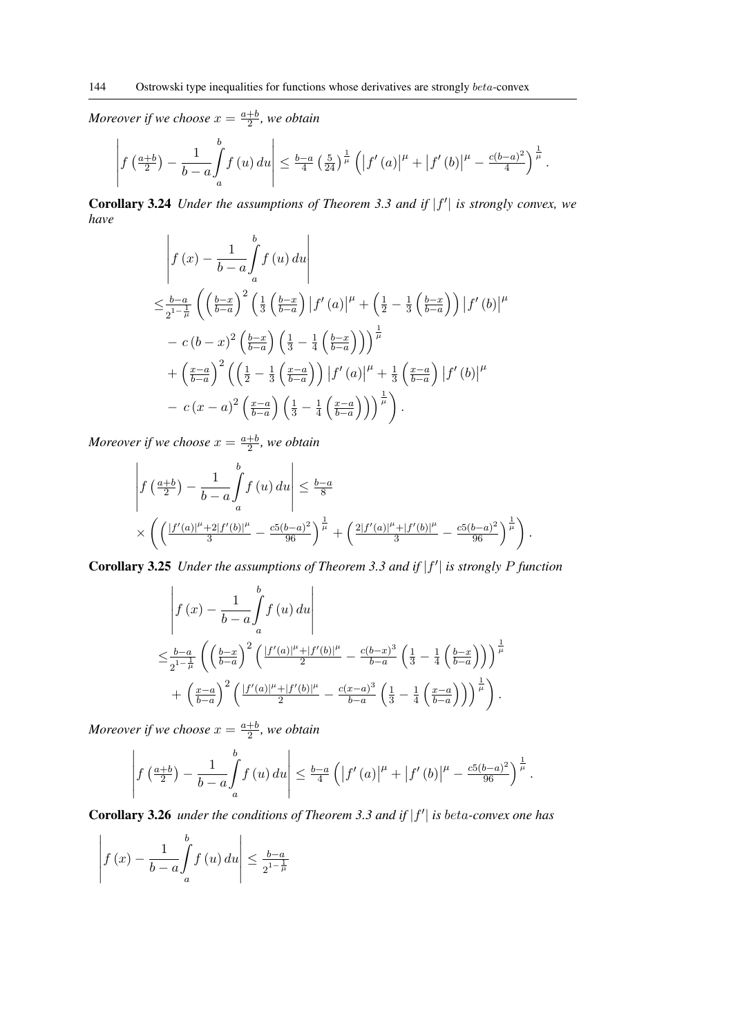*Moreover if we choose $x = \frac{a+b}{2}$, we obtain*

$$\left| f\left(\tfrac{a+b}{2}\right) - \frac{1}{b-a}\int_a^b f(u)\,du \right| \leq \tfrac{b-a}{4}\left(\tfrac{5}{24}\right)^{\frac{1}{\mu}}\left(\left|f'(a)\right|^{\mu} + \left|f'(b)\right|^{\mu} - \tfrac{c(b-a)^2}{4}\right)^{\frac{1}{\mu}}.$$

**Corollary 3.24** *Under the assumptions of Theorem 3.3 and if $|f'|$ is strongly convex, we have*

$$\begin{aligned}
&\left| f(x) - \frac{1}{b-a}\int_a^b f(u)\,du \right| \\
&\leq \tfrac{b-a}{2^{1-\frac{1}{\mu}}}\left(\left(\tfrac{b-x}{b-a}\right)^2\left(\tfrac{1}{3}\left(\tfrac{b-x}{b-a}\right)\left|f'(a)\right|^{\mu} + \left(\tfrac{1}{2} - \tfrac{1}{3}\left(\tfrac{b-x}{b-a}\right)\right)\left|f'(b)\right|^{\mu}\right.\right. \\
&\quad \left. - c(b-x)^2\left(\tfrac{b-x}{b-a}\right)\left(\tfrac{1}{3} - \tfrac{1}{4}\left(\tfrac{b-x}{b-a}\right)\right)\right)^{\frac{1}{\mu}} \\
&\quad + \left(\tfrac{x-a}{b-a}\right)^2\left(\left(\tfrac{1}{2} - \tfrac{1}{3}\left(\tfrac{x-a}{b-a}\right)\right)\left|f'(a)\right|^{\mu} + \tfrac{1}{3}\left(\tfrac{x-a}{b-a}\right)\left|f'(b)\right|^{\mu}\right. \\
&\quad \left.\left. - c(x-a)^2\left(\tfrac{x-a}{b-a}\right)\left(\tfrac{1}{3} - \tfrac{1}{4}\left(\tfrac{x-a}{b-a}\right)\right)\right)^{\frac{1}{\mu}}\right).
\end{aligned}$$

*Moreover if we choose $x = \frac{a+b}{2}$, we obtain*

$$\begin{aligned}
&\left| f\left(\tfrac{a+b}{2}\right) - \frac{1}{b-a}\int_a^b f(u)\,du \right| \leq \tfrac{b-a}{8} \\
&\times\left(\left(\tfrac{|f'(a)|^{\mu} + 2|f'(b)|^{\mu}}{3} - \tfrac{c5(b-a)^2}{96}\right)^{\frac{1}{\mu}} + \left(\tfrac{2|f'(a)|^{\mu} + |f'(b)|^{\mu}}{3} - \tfrac{c5(b-a)^2}{96}\right)^{\frac{1}{\mu}}\right).
\end{aligned}$$

**Corollary 3.25** *Under the assumptions of Theorem 3.3 and if $|f'|$ is strongly $P$ function*

$$\begin{aligned}
&\left| f(x) - \frac{1}{b-a}\int_a^b f(u)\,du \right| \\
&\leq \tfrac{b-a}{2^{1-\frac{1}{\mu}}}\left(\left(\tfrac{b-x}{b-a}\right)^2\left(\tfrac{|f'(a)|^{\mu} + |f'(b)|^{\mu}}{2} - \tfrac{c(b-x)^3}{b-a}\left(\tfrac{1}{3} - \tfrac{1}{4}\left(\tfrac{b-x}{b-a}\right)\right)\right)^{\frac{1}{\mu}}\right. \\
&\quad \left. + \left(\tfrac{x-a}{b-a}\right)^2\left(\tfrac{|f'(a)|^{\mu} + |f'(b)|^{\mu}}{2} - \tfrac{c(x-a)^3}{b-a}\left(\tfrac{1}{3} - \tfrac{1}{4}\left(\tfrac{x-a}{b-a}\right)\right)\right)^{\frac{1}{\mu}}\right).
\end{aligned}$$

*Moreover if we choose $x = \frac{a+b}{2}$, we obtain*

$$\left| f\left(\tfrac{a+b}{2}\right) - \frac{1}{b-a}\int_a^b f(u)\,du \right| \leq \tfrac{b-a}{4}\left(\left|f'(a)\right|^{\mu} + \left|f'(b)\right|^{\mu} - \tfrac{c5(b-a)^2}{96}\right)^{\frac{1}{\mu}}.$$

**Corollary 3.26** *under the conditions of Theorem 3.3 and if $|f'|$ is beta-convex one has*

$$\left| f(x) - \frac{1}{b-a}\int_a^b f(u)\,du \right| \leq \tfrac{b-a}{2^{1-\frac{1}{\mu}}}$$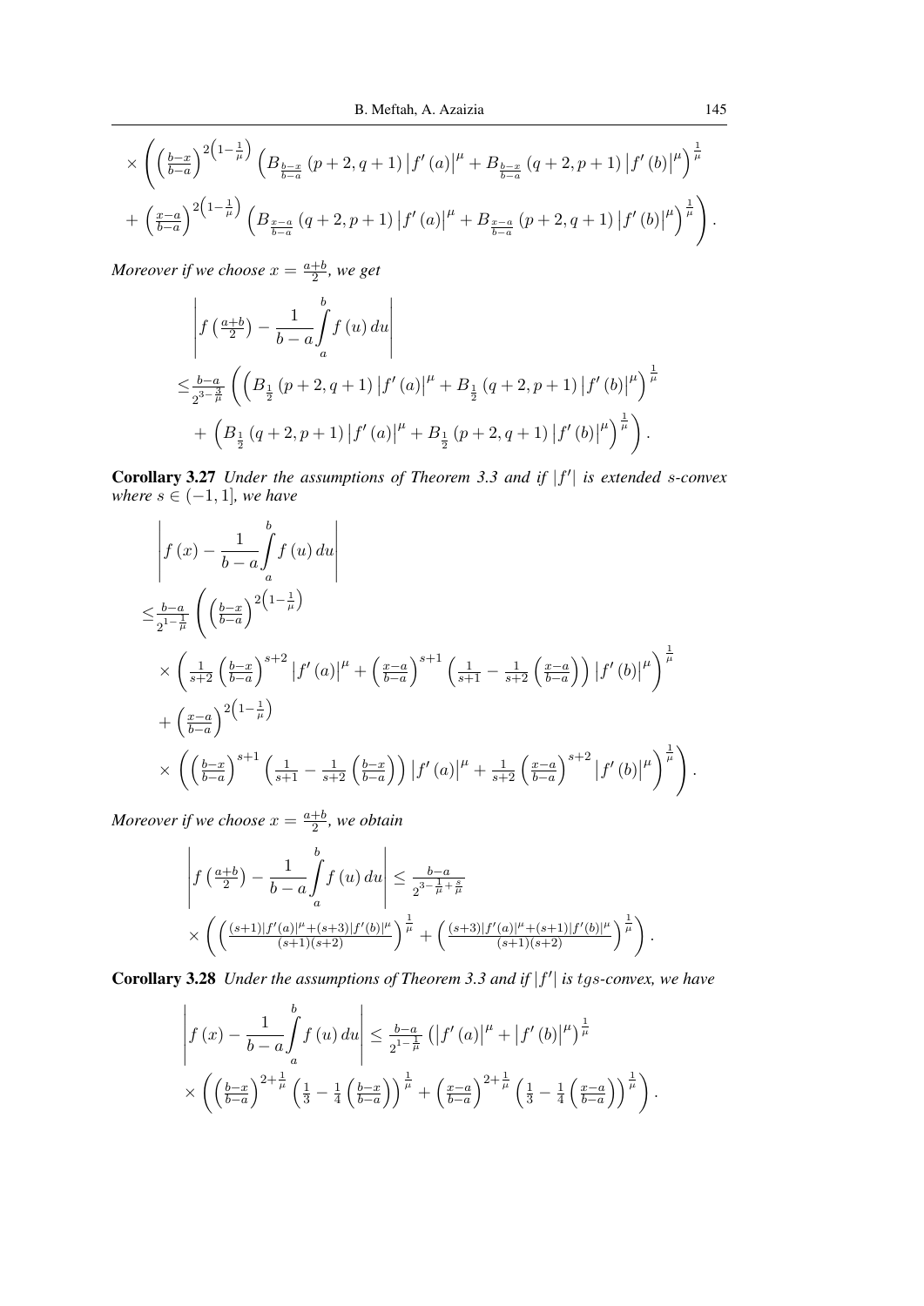$$\times\left(\left(\tfrac{b-x}{b-a}\right)^{2\left(1-\frac{1}{\mu}\right)}\left(B_{\frac{b-x}{b-a}}\left(p+2,q+1\right)\left|f'\left(a\right)\right|^{\mu}+B_{\frac{b-x}{b-a}}\left(q+2,p+1\right)\left|f'\left(b\right)\right|^{\mu}\right)^{\frac{1}{\mu}}\right.$$

$$\left.+\left(\tfrac{x-a}{b-a}\right)^{2\left(1-\frac{1}{\mu}\right)}\left(B_{\frac{x-a}{b-a}}\left(q+2,p+1\right)\left|f'\left(a\right)\right|^{\mu}+B_{\frac{x-a}{b-a}}\left(p+2,q+1\right)\left|f'\left(b\right)\right|^{\mu}\right)^{\frac{1}{\mu}}\right).$$

*Moreover if we choose $x=\frac{a+b}{2}$, we get*

$$\left|f\left(\tfrac{a+b}{2}\right)-\frac{1}{b-a}\int_{a}^{b}f\left(u\right)du\right|$$

$$\leq\tfrac{b-a}{2^{3-\frac{3}{\mu}}}\left(\left(B_{\frac{1}{2}}\left(p+2,q+1\right)\left|f'\left(a\right)\right|^{\mu}+B_{\frac{1}{2}}\left(q+2,p+1\right)\left|f'\left(b\right)\right|^{\mu}\right)^{\frac{1}{\mu}}\right.$$

$$\left.+\left(B_{\frac{1}{2}}\left(q+2,p+1\right)\left|f'\left(a\right)\right|^{\mu}+B_{\frac{1}{2}}\left(p+2,q+1\right)\left|f'\left(b\right)\right|^{\mu}\right)^{\frac{1}{\mu}}\right).$$

**Corollary 3.27** *Under the assumptions of Theorem 3.3 and if $|f'|$ is extended $s$-convex where $s\in(-1,1]$, we have*

$$\left|f\left(x\right)-\frac{1}{b-a}\int_{a}^{b}f\left(u\right)du\right|$$

$$\leq\tfrac{b-a}{2^{1-\frac{1}{\mu}}}\left(\left(\tfrac{b-x}{b-a}\right)^{2\left(1-\frac{1}{\mu}\right)}\right.$$

$$\times\left(\tfrac{1}{s+2}\left(\tfrac{b-x}{b-a}\right)^{s+2}\left|f'\left(a\right)\right|^{\mu}+\left(\tfrac{x-a}{b-a}\right)^{s+1}\left(\tfrac{1}{s+1}-\tfrac{1}{s+2}\left(\tfrac{x-a}{b-a}\right)\right)\left|f'\left(b\right)\right|^{\mu}\right)^{\frac{1}{\mu}}$$

$$+\left(\tfrac{x-a}{b-a}\right)^{2\left(1-\frac{1}{\mu}\right)}$$

$$\left.\times\left(\left(\tfrac{b-x}{b-a}\right)^{s+1}\left(\tfrac{1}{s+1}-\tfrac{1}{s+2}\left(\tfrac{b-x}{b-a}\right)\right)\left|f'\left(a\right)\right|^{\mu}+\tfrac{1}{s+2}\left(\tfrac{x-a}{b-a}\right)^{s+2}\left|f'\left(b\right)\right|^{\mu}\right)^{\frac{1}{\mu}}\right).$$

*Moreover if we choose $x=\frac{a+b}{2}$, we obtain*

$$\left|f\left(\tfrac{a+b}{2}\right)-\frac{1}{b-a}\int_{a}^{b}f\left(u\right)du\right|\leq\tfrac{b-a}{2^{3-\frac{1}{\mu}+\frac{s}{\mu}}}$$

$$\times\left(\left(\tfrac{(s+1)|f'(a)|^{\mu}+(s+3)|f'(b)|^{\mu}}{(s+1)(s+2)}\right)^{\frac{1}{\mu}}+\left(\tfrac{(s+3)|f'(a)|^{\mu}+(s+1)|f'(b)|^{\mu}}{(s+1)(s+2)}\right)^{\frac{1}{\mu}}\right).$$

**Corollary 3.28** *Under the assumptions of Theorem 3.3 and if $|f'|$ is $tgs$-convex, we have*

$$\left|f\left(x\right)-\frac{1}{b-a}\int_{a}^{b}f\left(u\right)du\right|\leq\tfrac{b-a}{2^{1-\frac{1}{\mu}}}\left(\left|f'\left(a\right)\right|^{\mu}+\left|f'\left(b\right)\right|^{\mu}\right)^{\frac{1}{\mu}}$$

$$\times\left(\left(\tfrac{b-x}{b-a}\right)^{2+\frac{1}{\mu}}\left(\tfrac{1}{3}-\tfrac{1}{4}\left(\tfrac{b-x}{b-a}\right)\right)^{\frac{1}{\mu}}+\left(\tfrac{x-a}{b-a}\right)^{2+\frac{1}{\mu}}\left(\tfrac{1}{3}-\tfrac{1}{4}\left(\tfrac{x-a}{b-a}\right)\right)^{\frac{1}{\mu}}\right).$$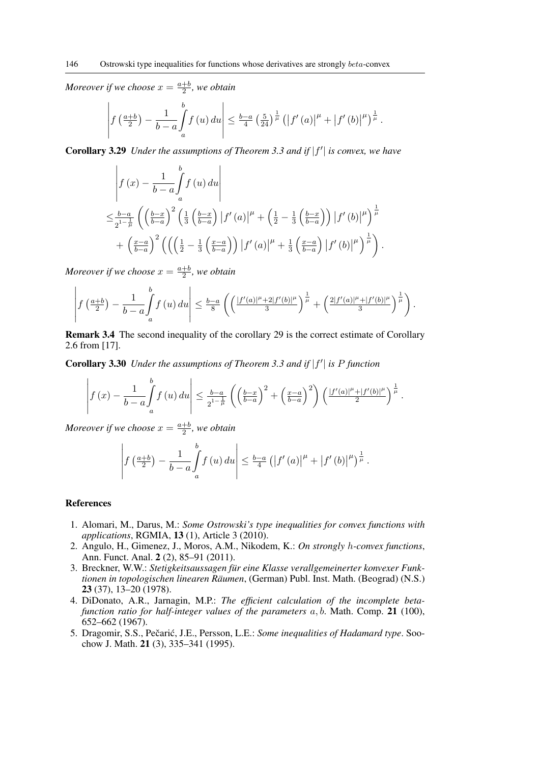*Moreover if we choose $x = \frac{a+b}{2}$, we obtain*

$$\left| f\left(\tfrac{a+b}{2}\right) - \frac{1}{b-a}\int_a^b f(u)\,du \right| \le \tfrac{b-a}{4}\left(\tfrac{5}{24}\right)^{\frac{1}{\mu}}\left(\left|f'(a)\right|^{\mu} + \left|f'(b)\right|^{\mu}\right)^{\frac{1}{\mu}}.$$

**Corollary 3.29** *Under the assumptions of Theorem 3.3 and if $|f'|$ is convex, we have*

$$\begin{aligned}
&\left| f(x) - \frac{1}{b-a}\int_a^b f(u)\,du \right| \\
&\le \tfrac{b-a}{2^{1-\frac{1}{\mu}}}\left(\left(\tfrac{b-x}{b-a}\right)^2\left(\tfrac{1}{3}\left(\tfrac{b-x}{b-a}\right)\left|f'(a)\right|^{\mu} + \left(\tfrac{1}{2} - \tfrac{1}{3}\left(\tfrac{b-x}{b-a}\right)\right)\left|f'(b)\right|^{\mu}\right)^{\frac{1}{\mu}}\right. \\
&\quad \left. + \left(\tfrac{x-a}{b-a}\right)^2\left(\left(\left(\tfrac{1}{2} - \tfrac{1}{3}\left(\tfrac{x-a}{b-a}\right)\right)\left|f'(a)\right|^{\mu} + \tfrac{1}{3}\left(\tfrac{x-a}{b-a}\right)\left|f'(b)\right|^{\mu}\right)^{\frac{1}{\mu}}\right).
\end{aligned}$$

*Moreover if we choose $x = \frac{a+b}{2}$, we obtain*

$$\left| f\left(\tfrac{a+b}{2}\right) - \frac{1}{b-a}\int_a^b f(u)\,du \right| \le \tfrac{b-a}{8}\left(\left(\tfrac{|f'(a)|^{\mu}+2|f'(b)|^{\mu}}{3}\right)^{\frac{1}{\mu}} + \left(\tfrac{2|f'(a)|^{\mu}+|f'(b)|^{\mu}}{3}\right)^{\frac{1}{\mu}}\right).$$

**Remark 3.4** The second inequality of the corollary 29 is the correct estimate of Corollary 2.6 from [17].

**Corollary 3.30** *Under the assumptions of Theorem 3.3 and if $|f'|$ is $P$ function*

$$\left| f(x) - \frac{1}{b-a}\int_a^b f(u)\,du \right| \le \tfrac{b-a}{2^{1-\frac{1}{\mu}}}\left(\left(\tfrac{b-x}{b-a}\right)^2 + \left(\tfrac{x-a}{b-a}\right)^2\right)\left(\tfrac{|f'(a)|^{\mu}+|f'(b)|^{\mu}}{2}\right)^{\frac{1}{\mu}}.$$

*Moreover if we choose $x = \frac{a+b}{2}$, we obtain*

$$\left| f\left(\tfrac{a+b}{2}\right) - \frac{1}{b-a}\int_a^b f(u)\,du \right| \le \tfrac{b-a}{4}\left(\left|f'(a)\right|^{\mu} + \left|f'(b)\right|^{\mu}\right)^{\frac{1}{\mu}}.$$

## References

1. Alomari, M., Darus, M.: *Some Ostrowski's type inequalities for convex functions with applications*, RGMIA, **13** (1), Article 3 (2010).
2. Angulo, H., Gimenez, J., Moros, A.M., Nikodem, K.: *On strongly $h$-convex functions*, Ann. Funct. Anal. **2** (2), 85–91 (2011).
3. Breckner, W.W.: *Stetigkeitsaussagen für eine Klasse verallgemeinerter konvexer Funktionen in topologischen linearen Räumen*, (German) Publ. Inst. Math. (Beograd) (N.S.) **23** (37), 13–20 (1978).
4. DiDonato, A.R., Jarnagin, M.P.: *The efficient calculation of the incomplete beta-function ratio for half-integer values of the parameters $a, b$.* Math. Comp. **21** (100), 652–662 (1967).
5. Dragomir, S.S., Pečarić, J.E., Persson, L.E.: *Some inequalities of Hadamard type*. Soochow J. Math. **21** (3), 335–341 (1995).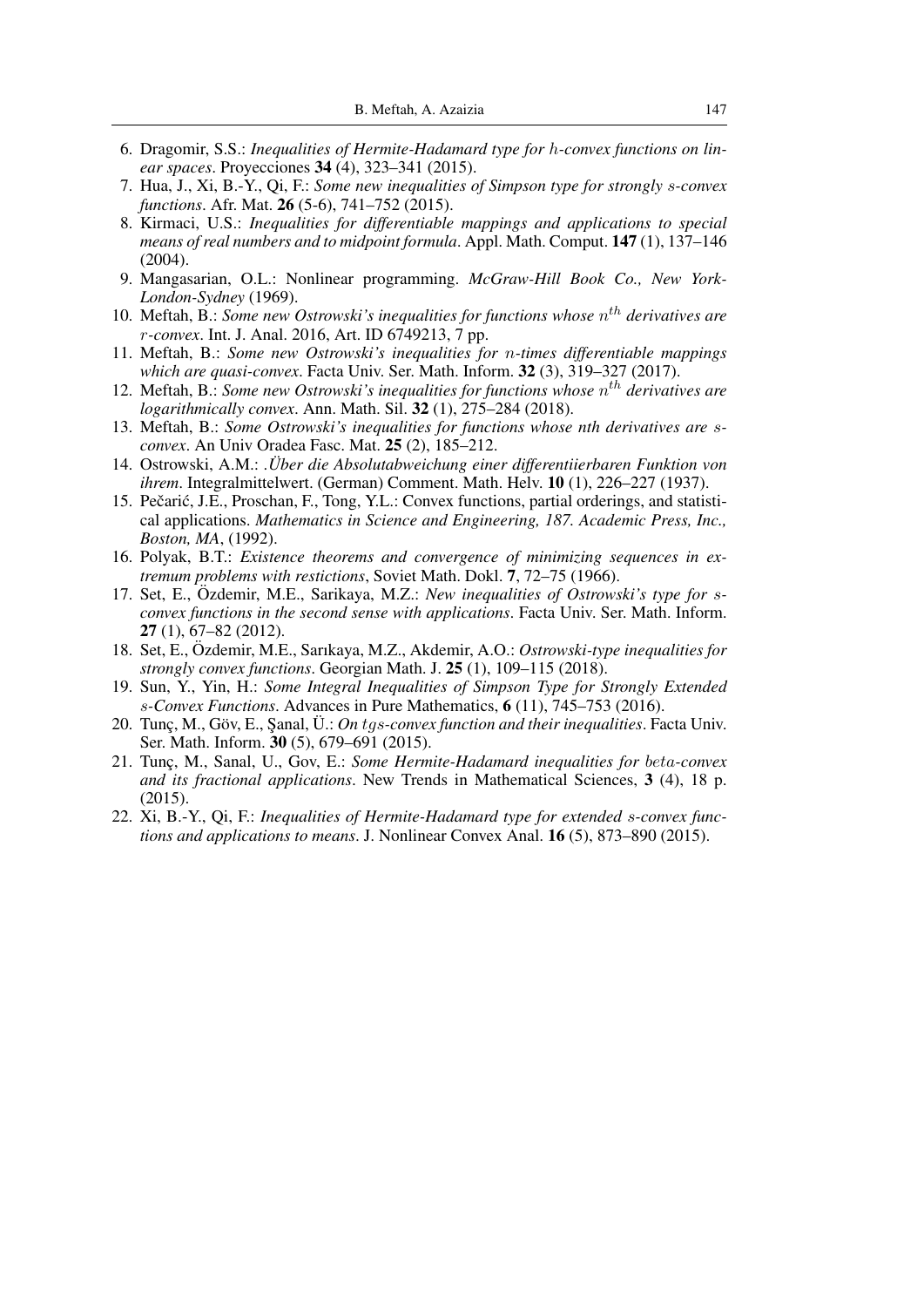6. Dragomir, S.S.: *Inequalities of Hermite-Hadamard type for $h$-convex functions on linear spaces*. Proyecciones **34** (4), 323–341 (2015).
7. Hua, J., Xi, B.-Y., Qi, F.: *Some new inequalities of Simpson type for strongly $s$-convex functions*. Afr. Mat. **26** (5-6), 741–752 (2015).
8. Kirmaci, U.S.: *Inequalities for differentiable mappings and applications to special means of real numbers and to midpoint formula*. Appl. Math. Comput. **147** (1), 137–146 (2004).
9. Mangasarian, O.L.: Nonlinear programming. *McGraw-Hill Book Co., New York-London-Sydney* (1969).
10. Meftah, B.: *Some new Ostrowski's inequalities for functions whose $n^{th}$ derivatives are $r$-convex*. Int. J. Anal. 2016, Art. ID 6749213, 7 pp.
11. Meftah, B.: *Some new Ostrowski's inequalities for $n$-times differentiable mappings which are quasi-convex*. Facta Univ. Ser. Math. Inform. **32** (3), 319–327 (2017).
12. Meftah, B.: *Some new Ostrowski's inequalities for functions whose $n^{th}$ derivatives are logarithmically convex*. Ann. Math. Sil. **32** (1), 275–284 (2018).
13. Meftah, B.: *Some Ostrowski's inequalities for functions whose nth derivatives are $s$-convex*. An Univ Oradea Fasc. Mat. **25** (2), 185–212.
14. Ostrowski, A.M.: *.Über die Absolutabweichung einer differentiierbaren Funktion von ihrem*. Integralmittelwert. (German) Comment. Math. Helv. **10** (1), 226–227 (1937).
15. Pečarić, J.E., Proschan, F., Tong, Y.L.: Convex functions, partial orderings, and statistical applications. *Mathematics in Science and Engineering, 187. Academic Press, Inc., Boston, MA*, (1992).
16. Polyak, B.T.: *Existence theorems and convergence of minimizing sequences in extremum problems with restictions*, Soviet Math. Dokl. **7**, 72–75 (1966).
17. Set, E., Özdemir, M.E., Sarikaya, M.Z.: *New inequalities of Ostrowski's type for $s$-convex functions in the second sense with applications*. Facta Univ. Ser. Math. Inform. **27** (1), 67–82 (2012).
18. Set, E., Özdemir, M.E., Sarıkaya, M.Z., Akdemir, A.O.: *Ostrowski-type inequalities for strongly convex functions*. Georgian Math. J. **25** (1), 109–115 (2018).
19. Sun, Y., Yin, H.: *Some Integral Inequalities of Simpson Type for Strongly Extended $s$-Convex Functions*. Advances in Pure Mathematics, **6** (11), 745–753 (2016).
20. Tunç, M., Göv, E., Şanal, Ü.: *On $tgs$-convex function and their inequalities*. Facta Univ. Ser. Math. Inform. **30** (5), 679–691 (2015).
21. Tunç, M., Sanal, U., Gov, E.: *Some Hermite-Hadamard inequalities for $beta$-convex and its fractional applications*. New Trends in Mathematical Sciences, **3** (4), 18 p. (2015).
22. Xi, B.-Y., Qi, F.: *Inequalities of Hermite-Hadamard type for extended $s$-convex functions and applications to means*. J. Nonlinear Convex Anal. **16** (5), 873–890 (2015).